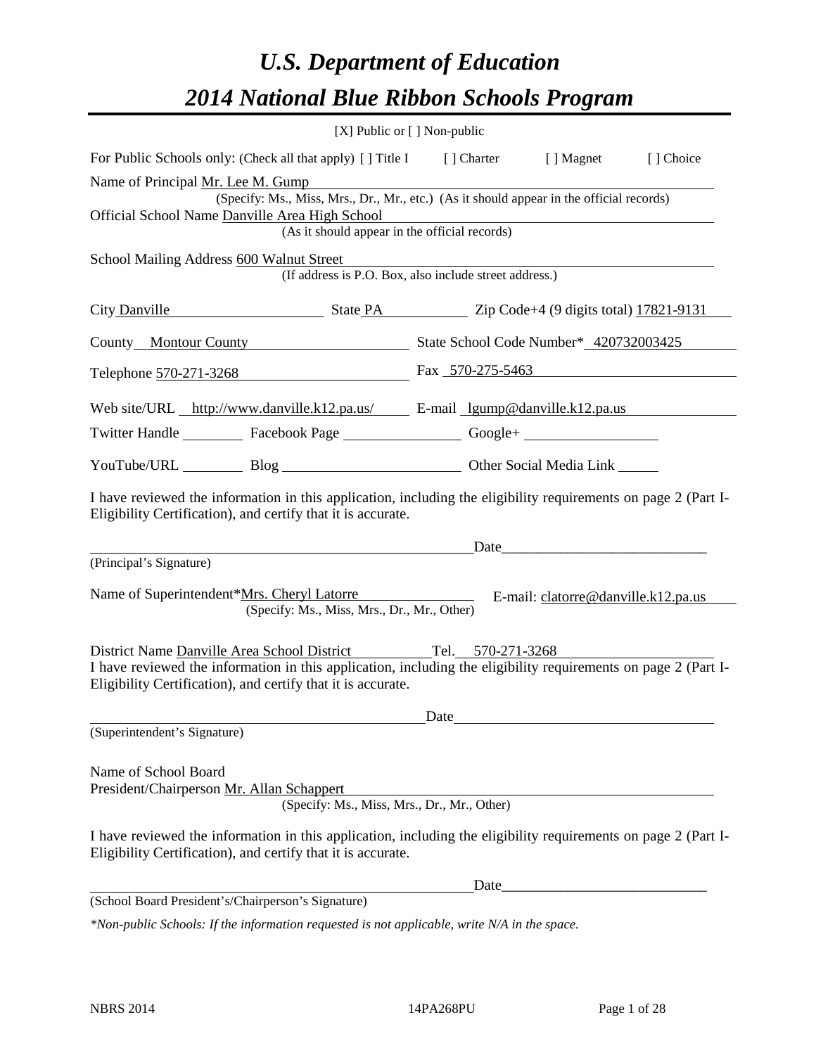# *U.S. Department of Education*

# *2014 National Blue Ribbon Schools Program*

[X] Public or [ ] Non-public

For Public Schools only: (Check all that apply) [ ] Title I [ ] Charter [ ] Magnet [ ] Choice

Name of Principal Mr. Lee M. Gump
(Specify: Ms., Miss, Mrs., Dr., Mr., etc.) (As it should appear in the official records)

Official School Name Danville Area High School
(As it should appear in the official records)

School Mailing Address 600 Walnut Street
(If address is P.O. Box, also include street address.)

City Danville State PA Zip Code+4 (9 digits total) 17821-9131

County Montour County State School Code Number* 420732003425

Telephone 570-271-3268 Fax 570-275-5463

Web site/URL http://www.danville.k12.pa.us/ E-mail lgump@danville.k12.pa.us

Twitter Handle ________ Facebook Page ________ Google+ ________

YouTube/URL ________ Blog ________ Other Social Media Link ________

I have reviewed the information in this application, including the eligibility requirements on page 2 (Part I-Eligibility Certification), and certify that it is accurate.

_________________________ Date_________________________
(Principal's Signature)

Name of Superintendent*Mrs. Cheryl Latorre E-mail: clatorre@danville.k12.pa.us
(Specify: Ms., Miss, Mrs., Dr., Mr., Other)

District Name Danville Area School District Tel. 570-271-3268

I have reviewed the information in this application, including the eligibility requirements on page 2 (Part I-Eligibility Certification), and certify that it is accurate.

_________________________ Date_________________________
(Superintendent's Signature)

Name of School Board
President/Chairperson Mr. Allan Schappert
(Specify: Ms., Miss, Mrs., Dr., Mr., Other)

I have reviewed the information in this application, including the eligibility requirements on page 2 (Part I-Eligibility Certification), and certify that it is accurate.

_________________________ Date_________________________
(School Board President's/Chairperson's Signature)

*\*Non-public Schools: If the information requested is not applicable, write N/A in the space.*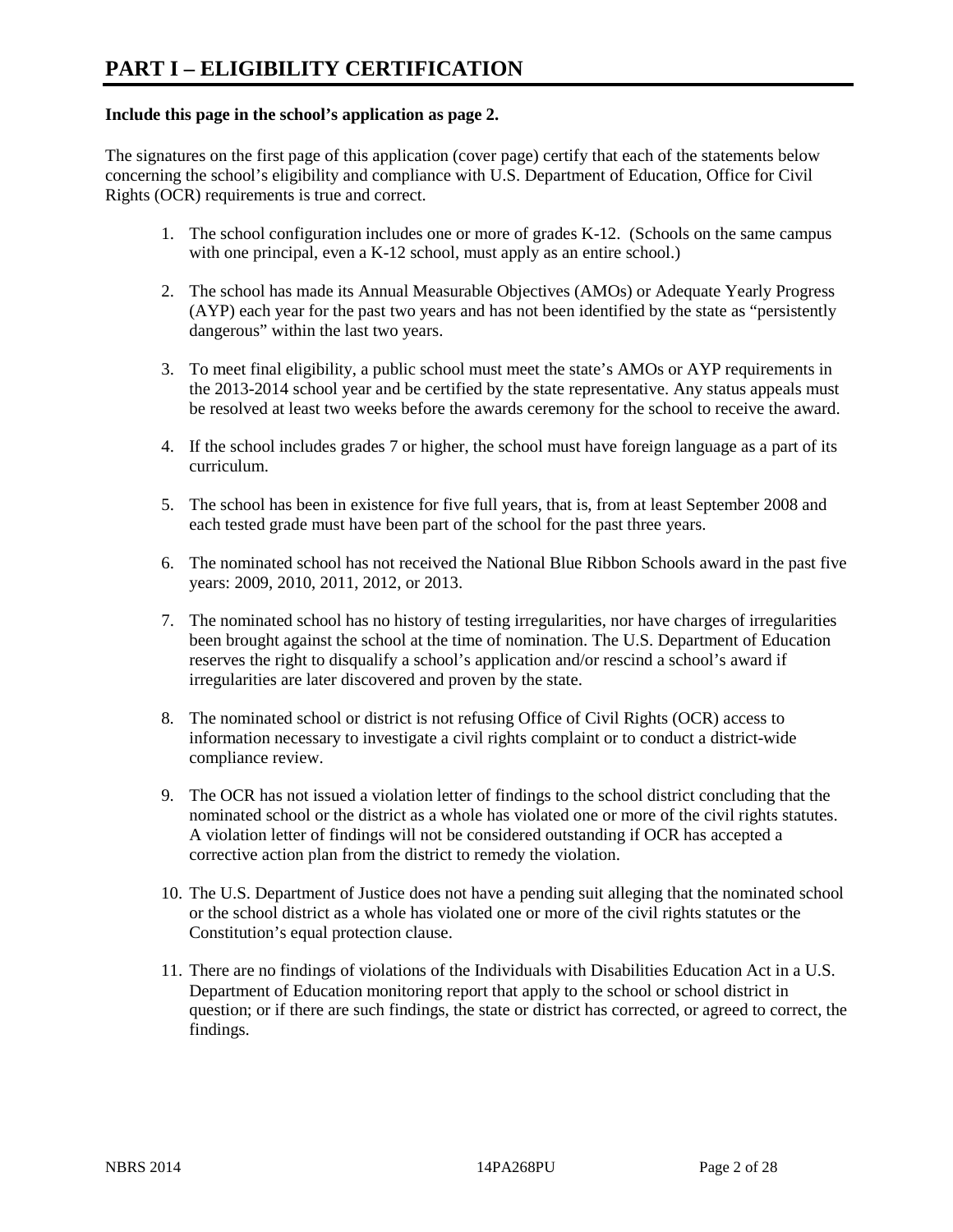# PART I – ELIGIBILITY CERTIFICATION

**Include this page in the school's application as page 2.**

The signatures on the first page of this application (cover page) certify that each of the statements below concerning the school's eligibility and compliance with U.S. Department of Education, Office for Civil Rights (OCR) requirements is true and correct.

1. The school configuration includes one or more of grades K-12. (Schools on the same campus with one principal, even a K-12 school, must apply as an entire school.)

2. The school has made its Annual Measurable Objectives (AMOs) or Adequate Yearly Progress (AYP) each year for the past two years and has not been identified by the state as "persistently dangerous" within the last two years.

3. To meet final eligibility, a public school must meet the state's AMOs or AYP requirements in the 2013-2014 school year and be certified by the state representative. Any status appeals must be resolved at least two weeks before the awards ceremony for the school to receive the award.

4. If the school includes grades 7 or higher, the school must have foreign language as a part of its curriculum.

5. The school has been in existence for five full years, that is, from at least September 2008 and each tested grade must have been part of the school for the past three years.

6. The nominated school has not received the National Blue Ribbon Schools award in the past five years: 2009, 2010, 2011, 2012, or 2013.

7. The nominated school has no history of testing irregularities, nor have charges of irregularities been brought against the school at the time of nomination. The U.S. Department of Education reserves the right to disqualify a school's application and/or rescind a school's award if irregularities are later discovered and proven by the state.

8. The nominated school or district is not refusing Office of Civil Rights (OCR) access to information necessary to investigate a civil rights complaint or to conduct a district-wide compliance review.

9. The OCR has not issued a violation letter of findings to the school district concluding that the nominated school or the district as a whole has violated one or more of the civil rights statutes. A violation letter of findings will not be considered outstanding if OCR has accepted a corrective action plan from the district to remedy the violation.

10. The U.S. Department of Justice does not have a pending suit alleging that the nominated school or the school district as a whole has violated one or more of the civil rights statutes or the Constitution's equal protection clause.

11. There are no findings of violations of the Individuals with Disabilities Education Act in a U.S. Department of Education monitoring report that apply to the school or school district in question; or if there are such findings, the state or district has corrected, or agreed to correct, the findings.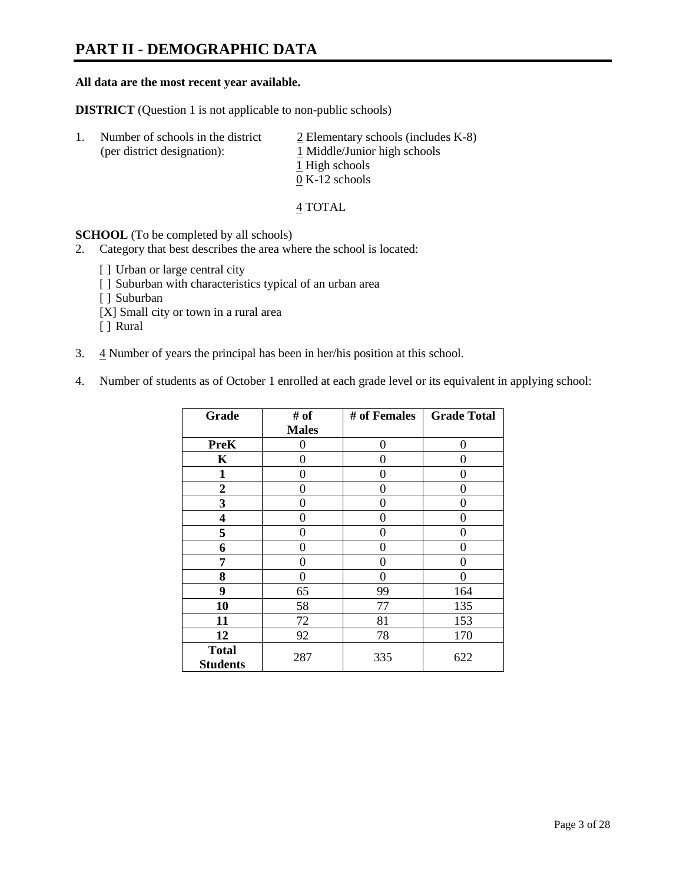# PART II - DEMOGRAPHIC DATA

**All data are the most recent year available.**

**DISTRICT** (Question 1 is not applicable to non-public schools)

1. Number of schools in the district (per district designation):
   - 2 Elementary schools (includes K-8)
   - 1 Middle/Junior high schools
   - 1 High schools
   - 0 K-12 schools

   4 TOTAL

**SCHOOL** (To be completed by all schools)

2. Category that best describes the area where the school is located:

   [ ] Urban or large central city
   [ ] Suburban with characteristics typical of an urban area
   [ ] Suburban
   [X] Small city or town in a rural area
   [ ] Rural

3. 4 Number of years the principal has been in her/his position at this school.

4. Number of students as of October 1 enrolled at each grade level or its equivalent in applying school:

| Grade | # of Males | # of Females | Grade Total |
|---|---|---|---|
| **PreK** | 0 | 0 | 0 |
| **K** | 0 | 0 | 0 |
| **1** | 0 | 0 | 0 |
| **2** | 0 | 0 | 0 |
| **3** | 0 | 0 | 0 |
| **4** | 0 | 0 | 0 |
| **5** | 0 | 0 | 0 |
| **6** | 0 | 0 | 0 |
| **7** | 0 | 0 | 0 |
| **8** | 0 | 0 | 0 |
| **9** | 65 | 99 | 164 |
| **10** | 58 | 77 | 135 |
| **11** | 72 | 81 | 153 |
| **12** | 92 | 78 | 170 |
| **Total Students** | 287 | 335 | 622 |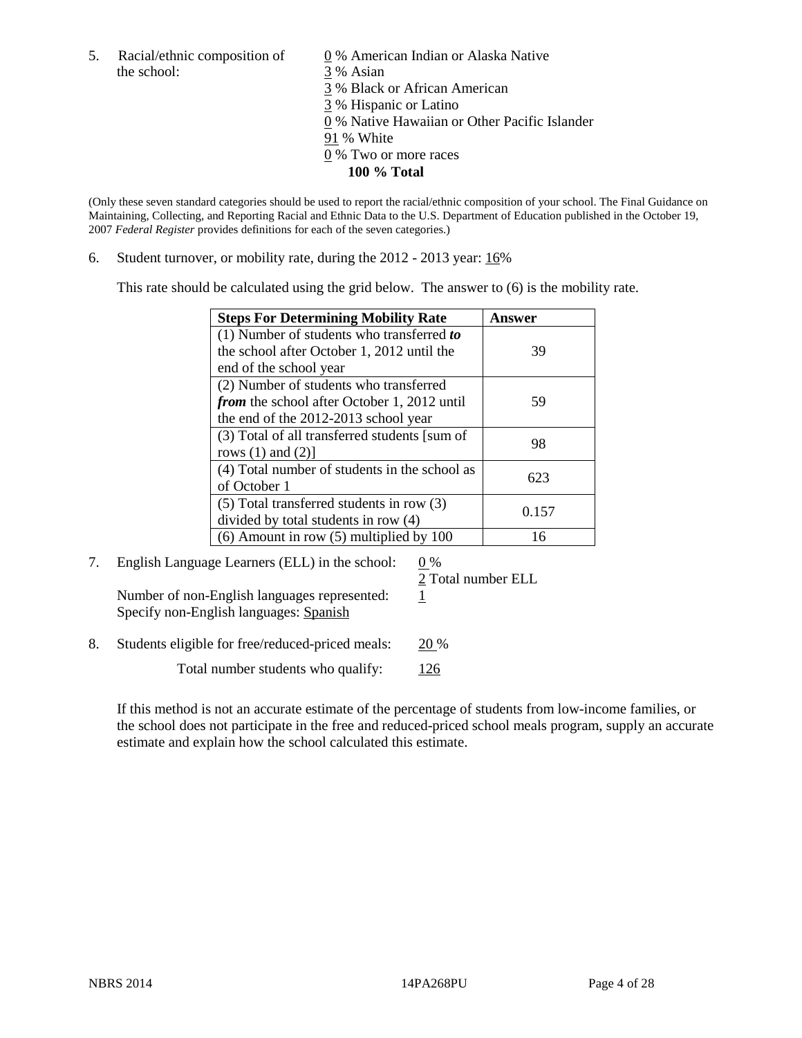5. Racial/ethnic composition of the school:

0 % American Indian or Alaska Native
3 % Asian
3 % Black or African American
3 % Hispanic or Latino
0 % Native Hawaiian or Other Pacific Islander
91 % White
0 % Two or more races
**100 % Total**

(Only these seven standard categories should be used to report the racial/ethnic composition of your school. The Final Guidance on Maintaining, Collecting, and Reporting Racial and Ethnic Data to the U.S. Department of Education published in the October 19, 2007 *Federal Register* provides definitions for each of the seven categories.)

6. Student turnover, or mobility rate, during the 2012 - 2013 year: 16%

This rate should be calculated using the grid below. The answer to (6) is the mobility rate.

| **Steps For Determining Mobility Rate** | **Answer** |
|---|---|
| (1) Number of students who transferred ***to*** the school after October 1, 2012 until the end of the school year | 39 |
| (2) Number of students who transferred ***from*** the school after October 1, 2012 until the end of the 2012-2013 school year | 59 |
| (3) Total of all transferred students [sum of rows (1) and (2)] | 98 |
| (4) Total number of students in the school as of October 1 | 623 |
| (5) Total transferred students in row (3) divided by total students in row (4) | 0.157 |
| (6) Amount in row (5) multiplied by 100 | 16 |

7. English Language Learners (ELL) in the school: 0 %
2 Total number ELL

Number of non-English languages represented: 1
Specify non-English languages: Spanish

8. Students eligible for free/reduced-priced meals: 20 %

Total number students who qualify: 126

If this method is not an accurate estimate of the percentage of students from low-income families, or the school does not participate in the free and reduced-priced school meals program, supply an accurate estimate and explain how the school calculated this estimate.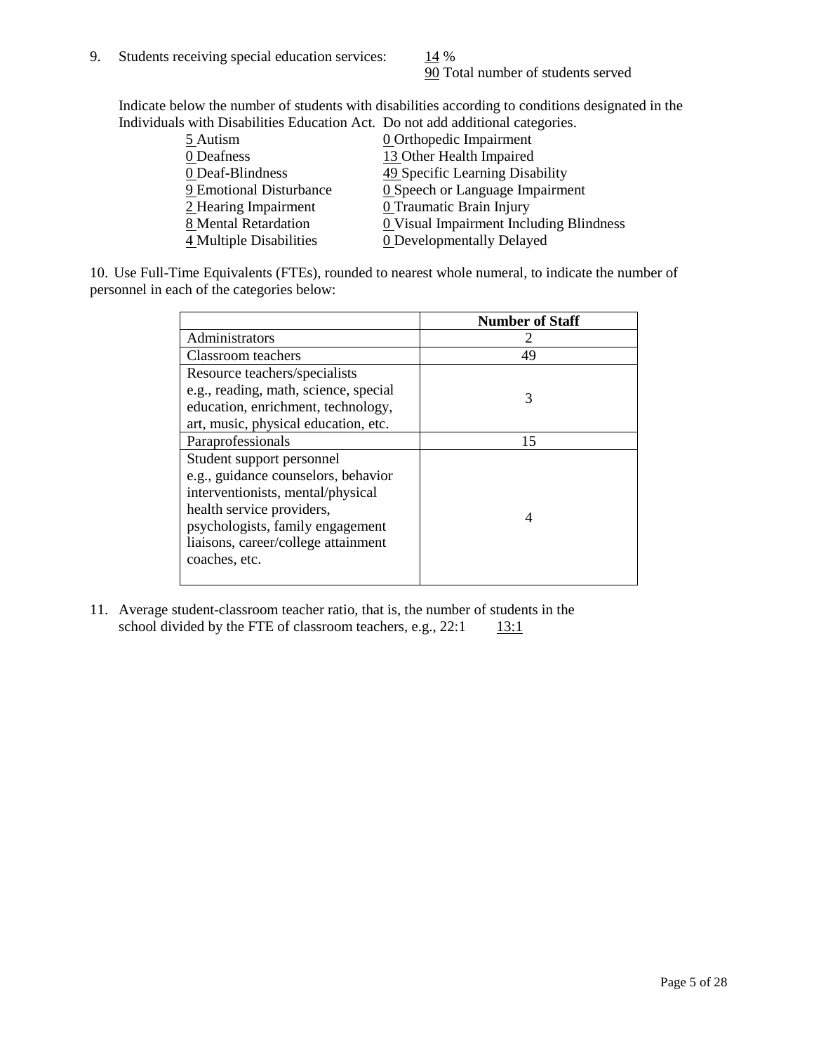9. Students receiving special education services: 14 %
   90 Total number of students served

Indicate below the number of students with disabilities according to conditions designated in the Individuals with Disabilities Education Act. Do not add additional categories.

| | |
|---|---|
| 5 Autism | 0 Orthopedic Impairment |
| 0 Deafness | 13 Other Health Impaired |
| 0 Deaf-Blindness | 49 Specific Learning Disability |
| 9 Emotional Disturbance | 0 Speech or Language Impairment |
| 2 Hearing Impairment | 0 Traumatic Brain Injury |
| 8 Mental Retardation | 0 Visual Impairment Including Blindness |
| 4 Multiple Disabilities | 0 Developmentally Delayed |

10. Use Full-Time Equivalents (FTEs), rounded to nearest whole numeral, to indicate the number of personnel in each of the categories below:

| | Number of Staff |
|---|---|
| Administrators | 2 |
| Classroom teachers | 49 |
| Resource teachers/specialists e.g., reading, math, science, special education, enrichment, technology, art, music, physical education, etc. | 3 |
| Paraprofessionals | 15 |
| Student support personnel e.g., guidance counselors, behavior interventionists, mental/physical health service providers, psychologists, family engagement liaisons, career/college attainment coaches, etc. | 4 |

11. Average student-classroom teacher ratio, that is, the number of students in the school divided by the FTE of classroom teachers, e.g., 22:1    13:1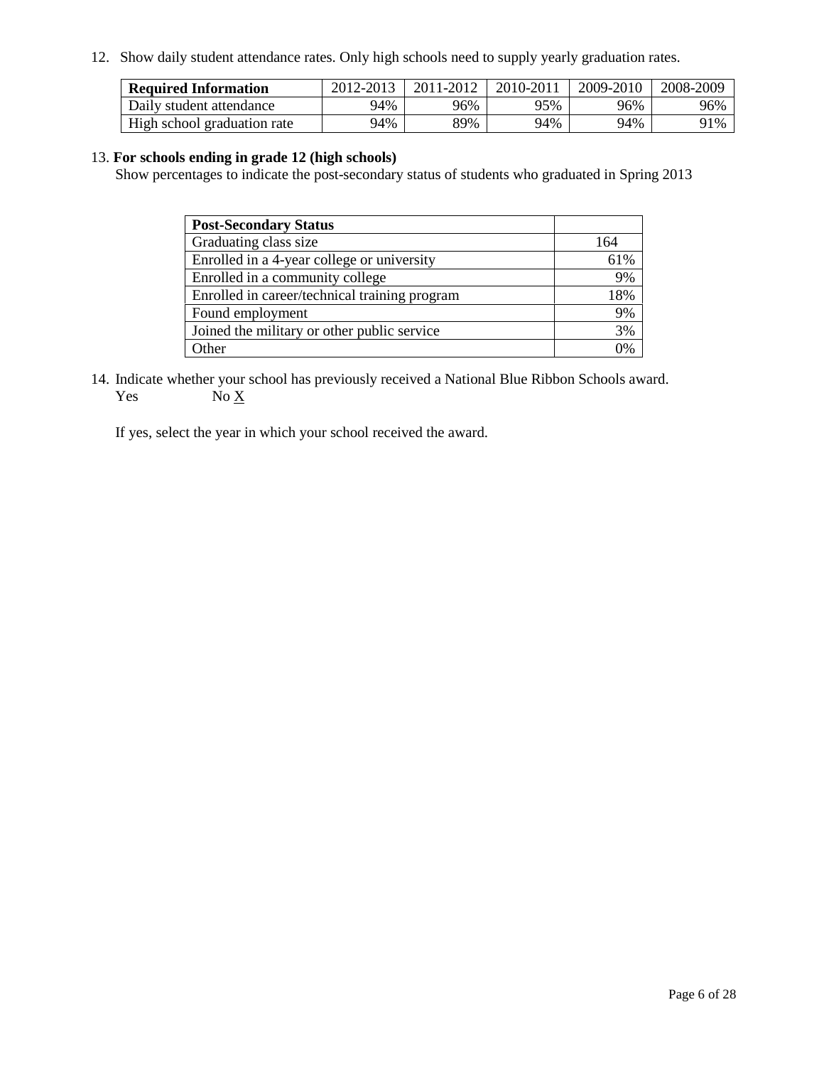12. Show daily student attendance rates. Only high schools need to supply yearly graduation rates.

| **Required Information** | 2012-2013 | 2011-2012 | 2010-2011 | 2009-2010 | 2008-2009 |
| --- | --- | --- | --- | --- | --- |
| Daily student attendance | 94% | 96% | 95% | 96% | 96% |
| High school graduation rate | 94% | 89% | 94% | 94% | 91% |

13. **For schools ending in grade 12 (high schools)**
Show percentages to indicate the post-secondary status of students who graduated in Spring 2013

| **Post-Secondary Status** | |
| --- | --- |
| Graduating class size | 164 |
| Enrolled in a 4-year college or university | 61% |
| Enrolled in a community college | 9% |
| Enrolled in career/technical training program | 18% |
| Found employment | 9% |
| Joined the military or other public service | 3% |
| Other | 0% |

14. Indicate whether your school has previously received a National Blue Ribbon Schools award.
Yes No X

If yes, select the year in which your school received the award.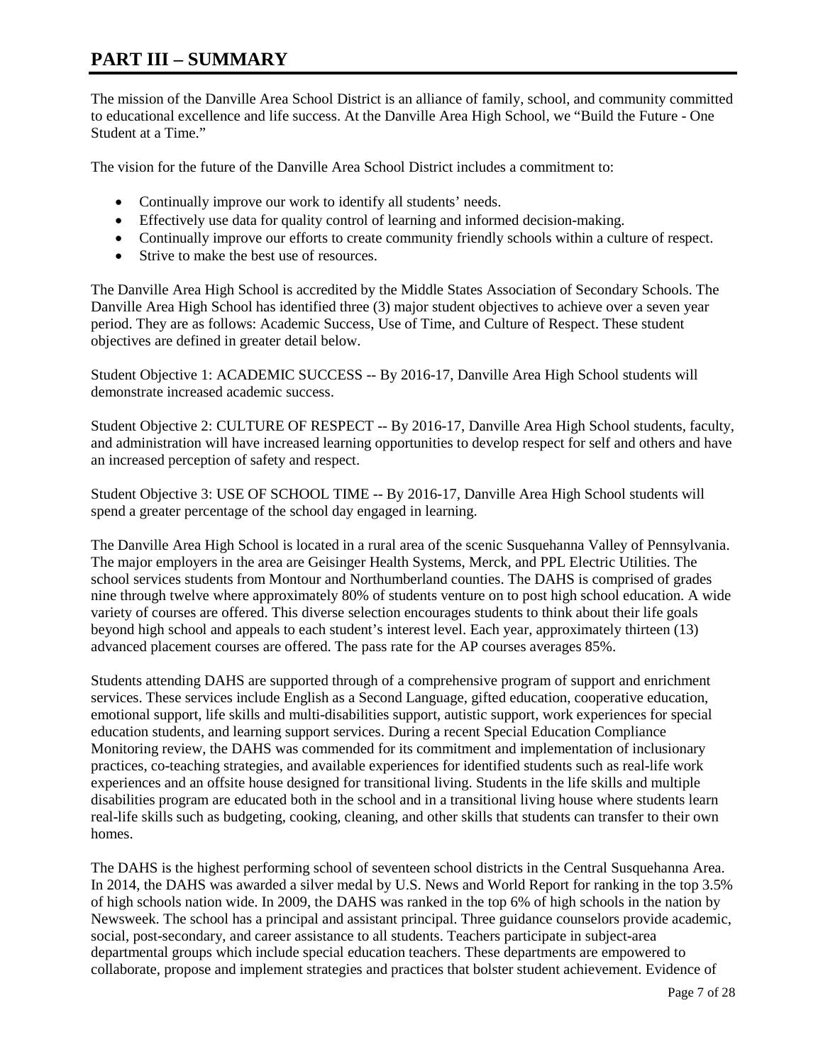# PART III – SUMMARY

The mission of the Danville Area School District is an alliance of family, school, and community committed to educational excellence and life success. At the Danville Area High School, we "Build the Future - One Student at a Time."

The vision for the future of the Danville Area School District includes a commitment to:

- Continually improve our work to identify all students' needs.
- Effectively use data for quality control of learning and informed decision-making.
- Continually improve our efforts to create community friendly schools within a culture of respect.
- Strive to make the best use of resources.

The Danville Area High School is accredited by the Middle States Association of Secondary Schools. The Danville Area High School has identified three (3) major student objectives to achieve over a seven year period. They are as follows: Academic Success, Use of Time, and Culture of Respect. These student objectives are defined in greater detail below.

Student Objective 1: ACADEMIC SUCCESS -- By 2016-17, Danville Area High School students will demonstrate increased academic success.

Student Objective 2: CULTURE OF RESPECT -- By 2016-17, Danville Area High School students, faculty, and administration will have increased learning opportunities to develop respect for self and others and have an increased perception of safety and respect.

Student Objective 3: USE OF SCHOOL TIME -- By 2016-17, Danville Area High School students will spend a greater percentage of the school day engaged in learning.

The Danville Area High School is located in a rural area of the scenic Susquehanna Valley of Pennsylvania. The major employers in the area are Geisinger Health Systems, Merck, and PPL Electric Utilities. The school services students from Montour and Northumberland counties. The DAHS is comprised of grades nine through twelve where approximately 80% of students venture on to post high school education. A wide variety of courses are offered. This diverse selection encourages students to think about their life goals beyond high school and appeals to each student's interest level. Each year, approximately thirteen (13) advanced placement courses are offered. The pass rate for the AP courses averages 85%.

Students attending DAHS are supported through of a comprehensive program of support and enrichment services. These services include English as a Second Language, gifted education, cooperative education, emotional support, life skills and multi-disabilities support, autistic support, work experiences for special education students, and learning support services. During a recent Special Education Compliance Monitoring review, the DAHS was commended for its commitment and implementation of inclusionary practices, co-teaching strategies, and available experiences for identified students such as real-life work experiences and an offsite house designed for transitional living. Students in the life skills and multiple disabilities program are educated both in the school and in a transitional living house where students learn real-life skills such as budgeting, cooking, cleaning, and other skills that students can transfer to their own homes.

The DAHS is the highest performing school of seventeen school districts in the Central Susquehanna Area. In 2014, the DAHS was awarded a silver medal by U.S. News and World Report for ranking in the top 3.5% of high schools nation wide. In 2009, the DAHS was ranked in the top 6% of high schools in the nation by Newsweek. The school has a principal and assistant principal. Three guidance counselors provide academic, social, post-secondary, and career assistance to all students. Teachers participate in subject-area departmental groups which include special education teachers. These departments are empowered to collaborate, propose and implement strategies and practices that bolster student achievement. Evidence of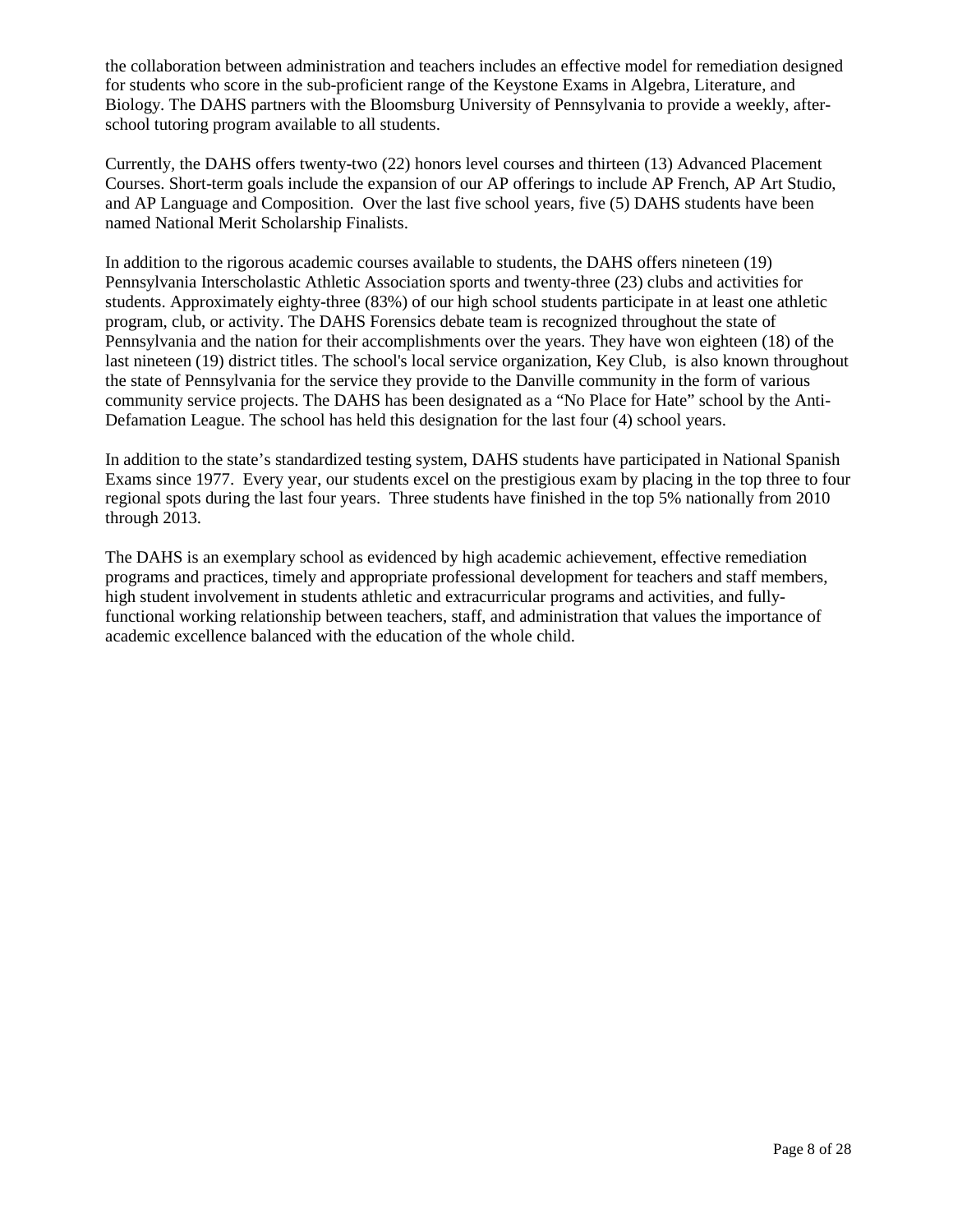the collaboration between administration and teachers includes an effective model for remediation designed for students who score in the sub-proficient range of the Keystone Exams in Algebra, Literature, and Biology. The DAHS partners with the Bloomsburg University of Pennsylvania to provide a weekly, after-school tutoring program available to all students.

Currently, the DAHS offers twenty-two (22) honors level courses and thirteen (13) Advanced Placement Courses. Short-term goals include the expansion of our AP offerings to include AP French, AP Art Studio, and AP Language and Composition. Over the last five school years, five (5) DAHS students have been named National Merit Scholarship Finalists.

In addition to the rigorous academic courses available to students, the DAHS offers nineteen (19) Pennsylvania Interscholastic Athletic Association sports and twenty-three (23) clubs and activities for students. Approximately eighty-three (83%) of our high school students participate in at least one athletic program, club, or activity. The DAHS Forensics debate team is recognized throughout the state of Pennsylvania and the nation for their accomplishments over the years. They have won eighteen (18) of the last nineteen (19) district titles. The school's local service organization, Key Club, is also known throughout the state of Pennsylvania for the service they provide to the Danville community in the form of various community service projects. The DAHS has been designated as a "No Place for Hate" school by the Anti-Defamation League. The school has held this designation for the last four (4) school years.

In addition to the state's standardized testing system, DAHS students have participated in National Spanish Exams since 1977. Every year, our students excel on the prestigious exam by placing in the top three to four regional spots during the last four years. Three students have finished in the top 5% nationally from 2010 through 2013.

The DAHS is an exemplary school as evidenced by high academic achievement, effective remediation programs and practices, timely and appropriate professional development for teachers and staff members, high student involvement in students athletic and extracurricular programs and activities, and fully-functional working relationship between teachers, staff, and administration that values the importance of academic excellence balanced with the education of the whole child.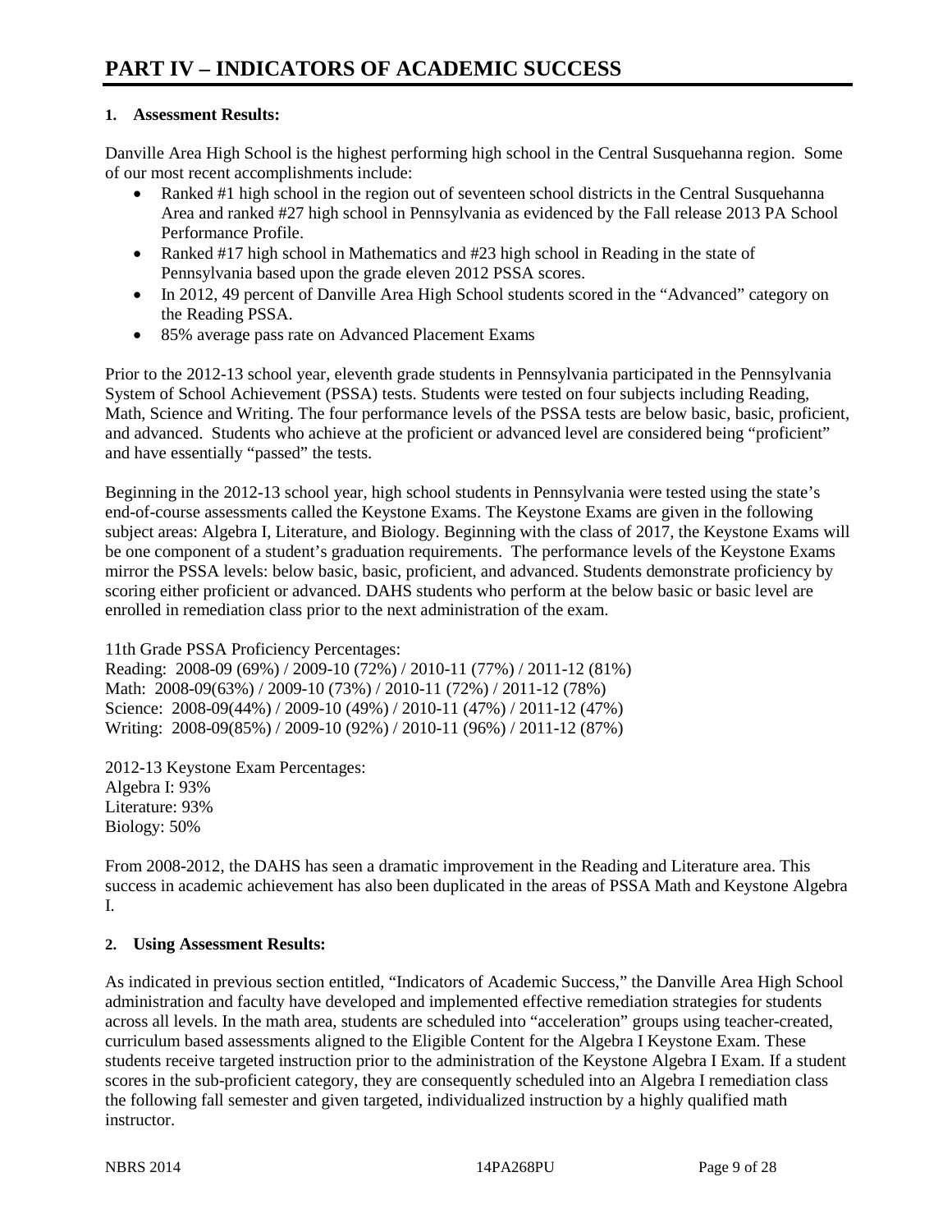# PART IV – INDICATORS OF ACADEMIC SUCCESS

**1. Assessment Results:**

Danville Area High School is the highest performing high school in the Central Susquehanna region. Some of our most recent accomplishments include:

- Ranked #1 high school in the region out of seventeen school districts in the Central Susquehanna Area and ranked #27 high school in Pennsylvania as evidenced by the Fall release 2013 PA School Performance Profile.
- Ranked #17 high school in Mathematics and #23 high school in Reading in the state of Pennsylvania based upon the grade eleven 2012 PSSA scores.
- In 2012, 49 percent of Danville Area High School students scored in the "Advanced" category on the Reading PSSA.
- 85% average pass rate on Advanced Placement Exams

Prior to the 2012-13 school year, eleventh grade students in Pennsylvania participated in the Pennsylvania System of School Achievement (PSSA) tests. Students were tested on four subjects including Reading, Math, Science and Writing. The four performance levels of the PSSA tests are below basic, basic, proficient, and advanced. Students who achieve at the proficient or advanced level are considered being "proficient" and have essentially "passed" the tests.

Beginning in the 2012-13 school year, high school students in Pennsylvania were tested using the state's end-of-course assessments called the Keystone Exams. The Keystone Exams are given in the following subject areas: Algebra I, Literature, and Biology. Beginning with the class of 2017, the Keystone Exams will be one component of a student's graduation requirements. The performance levels of the Keystone Exams mirror the PSSA levels: below basic, basic, proficient, and advanced. Students demonstrate proficiency by scoring either proficient or advanced. DAHS students who perform at the below basic or basic level are enrolled in remediation class prior to the next administration of the exam.

11th Grade PSSA Proficiency Percentages:
Reading: 2008-09 (69%) / 2009-10 (72%) / 2010-11 (77%) / 2011-12 (81%)
Math: 2008-09(63%) / 2009-10 (73%) / 2010-11 (72%) / 2011-12 (78%)
Science: 2008-09(44%) / 2009-10 (49%) / 2010-11 (47%) / 2011-12 (47%)
Writing: 2008-09(85%) / 2009-10 (92%) / 2010-11 (96%) / 2011-12 (87%)

2012-13 Keystone Exam Percentages:
Algebra I: 93%
Literature: 93%
Biology: 50%

From 2008-2012, the DAHS has seen a dramatic improvement in the Reading and Literature area. This success in academic achievement has also been duplicated in the areas of PSSA Math and Keystone Algebra I.

**2. Using Assessment Results:**

As indicated in previous section entitled, "Indicators of Academic Success," the Danville Area High School administration and faculty have developed and implemented effective remediation strategies for students across all levels. In the math area, students are scheduled into "acceleration" groups using teacher-created, curriculum based assessments aligned to the Eligible Content for the Algebra I Keystone Exam. These students receive targeted instruction prior to the administration of the Keystone Algebra I Exam. If a student scores in the sub-proficient category, they are consequently scheduled into an Algebra I remediation class the following fall semester and given targeted, individualized instruction by a highly qualified math instructor.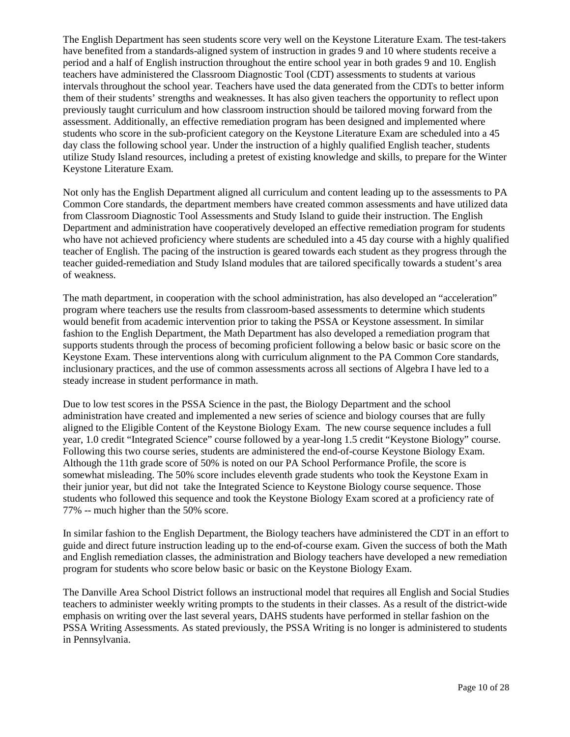The English Department has seen students score very well on the Keystone Literature Exam. The test-takers have benefited from a standards-aligned system of instruction in grades 9 and 10 where students receive a period and a half of English instruction throughout the entire school year in both grades 9 and 10. English teachers have administered the Classroom Diagnostic Tool (CDT) assessments to students at various intervals throughout the school year. Teachers have used the data generated from the CDTs to better inform them of their students' strengths and weaknesses. It has also given teachers the opportunity to reflect upon previously taught curriculum and how classroom instruction should be tailored moving forward from the assessment. Additionally, an effective remediation program has been designed and implemented where students who score in the sub-proficient category on the Keystone Literature Exam are scheduled into a 45 day class the following school year. Under the instruction of a highly qualified English teacher, students utilize Study Island resources, including a pretest of existing knowledge and skills, to prepare for the Winter Keystone Literature Exam.

Not only has the English Department aligned all curriculum and content leading up to the assessments to PA Common Core standards, the department members have created common assessments and have utilized data from Classroom Diagnostic Tool Assessments and Study Island to guide their instruction. The English Department and administration have cooperatively developed an effective remediation program for students who have not achieved proficiency where students are scheduled into a 45 day course with a highly qualified teacher of English. The pacing of the instruction is geared towards each student as they progress through the teacher guided-remediation and Study Island modules that are tailored specifically towards a student's area of weakness.

The math department, in cooperation with the school administration, has also developed an "acceleration" program where teachers use the results from classroom-based assessments to determine which students would benefit from academic intervention prior to taking the PSSA or Keystone assessment. In similar fashion to the English Department, the Math Department has also developed a remediation program that supports students through the process of becoming proficient following a below basic or basic score on the Keystone Exam. These interventions along with curriculum alignment to the PA Common Core standards, inclusionary practices, and the use of common assessments across all sections of Algebra I have led to a steady increase in student performance in math.

Due to low test scores in the PSSA Science in the past, the Biology Department and the school administration have created and implemented a new series of science and biology courses that are fully aligned to the Eligible Content of the Keystone Biology Exam. The new course sequence includes a full year, 1.0 credit "Integrated Science" course followed by a year-long 1.5 credit "Keystone Biology" course. Following this two course series, students are administered the end-of-course Keystone Biology Exam. Although the 11th grade score of 50% is noted on our PA School Performance Profile, the score is somewhat misleading. The 50% score includes eleventh grade students who took the Keystone Exam in their junior year, but did not take the Integrated Science to Keystone Biology course sequence. Those students who followed this sequence and took the Keystone Biology Exam scored at a proficiency rate of 77% -- much higher than the 50% score.

In similar fashion to the English Department, the Biology teachers have administered the CDT in an effort to guide and direct future instruction leading up to the end-of-course exam. Given the success of both the Math and English remediation classes, the administration and Biology teachers have developed a new remediation program for students who score below basic or basic on the Keystone Biology Exam.

The Danville Area School District follows an instructional model that requires all English and Social Studies teachers to administer weekly writing prompts to the students in their classes. As a result of the district-wide emphasis on writing over the last several years, DAHS students have performed in stellar fashion on the PSSA Writing Assessments. As stated previously, the PSSA Writing is no longer is administered to students in Pennsylvania.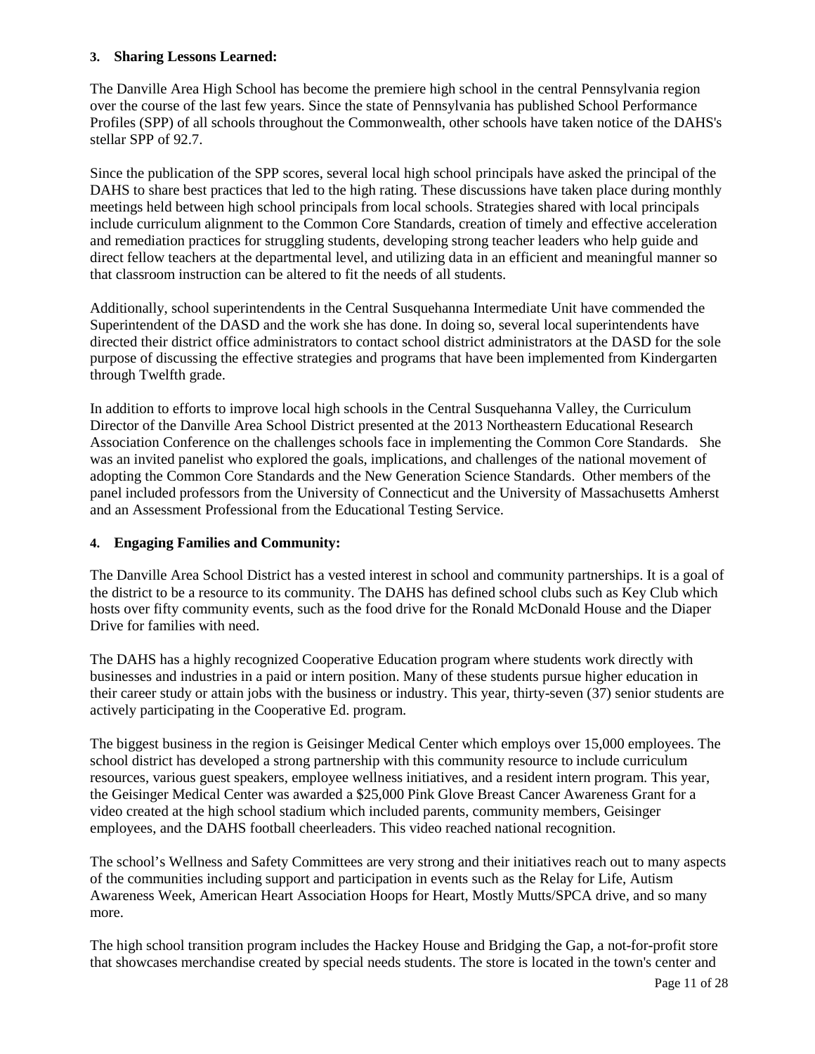**3. Sharing Lessons Learned:**

The Danville Area High School has become the premiere high school in the central Pennsylvania region over the course of the last few years. Since the state of Pennsylvania has published School Performance Profiles (SPP) of all schools throughout the Commonwealth, other schools have taken notice of the DAHS's stellar SPP of 92.7.

Since the publication of the SPP scores, several local high school principals have asked the principal of the DAHS to share best practices that led to the high rating. These discussions have taken place during monthly meetings held between high school principals from local schools. Strategies shared with local principals include curriculum alignment to the Common Core Standards, creation of timely and effective acceleration and remediation practices for struggling students, developing strong teacher leaders who help guide and direct fellow teachers at the departmental level, and utilizing data in an efficient and meaningful manner so that classroom instruction can be altered to fit the needs of all students.

Additionally, school superintendents in the Central Susquehanna Intermediate Unit have commended the Superintendent of the DASD and the work she has done. In doing so, several local superintendents have directed their district office administrators to contact school district administrators at the DASD for the sole purpose of discussing the effective strategies and programs that have been implemented from Kindergarten through Twelfth grade.

In addition to efforts to improve local high schools in the Central Susquehanna Valley, the Curriculum Director of the Danville Area School District presented at the 2013 Northeastern Educational Research Association Conference on the challenges schools face in implementing the Common Core Standards. She was an invited panelist who explored the goals, implications, and challenges of the national movement of adopting the Common Core Standards and the New Generation Science Standards. Other members of the panel included professors from the University of Connecticut and the University of Massachusetts Amherst and an Assessment Professional from the Educational Testing Service.

**4. Engaging Families and Community:**

The Danville Area School District has a vested interest in school and community partnerships. It is a goal of the district to be a resource to its community. The DAHS has defined school clubs such as Key Club which hosts over fifty community events, such as the food drive for the Ronald McDonald House and the Diaper Drive for families with need.

The DAHS has a highly recognized Cooperative Education program where students work directly with businesses and industries in a paid or intern position. Many of these students pursue higher education in their career study or attain jobs with the business or industry. This year, thirty-seven (37) senior students are actively participating in the Cooperative Ed. program.

The biggest business in the region is Geisinger Medical Center which employs over 15,000 employees. The school district has developed a strong partnership with this community resource to include curriculum resources, various guest speakers, employee wellness initiatives, and a resident intern program. This year, the Geisinger Medical Center was awarded a $25,000 Pink Glove Breast Cancer Awareness Grant for a video created at the high school stadium which included parents, community members, Geisinger employees, and the DAHS football cheerleaders. This video reached national recognition.

The school's Wellness and Safety Committees are very strong and their initiatives reach out to many aspects of the communities including support and participation in events such as the Relay for Life, Autism Awareness Week, American Heart Association Hoops for Heart, Mostly Mutts/SPCA drive, and so many more.

The high school transition program includes the Hackey House and Bridging the Gap, a not-for-profit store that showcases merchandise created by special needs students. The store is located in the town's center and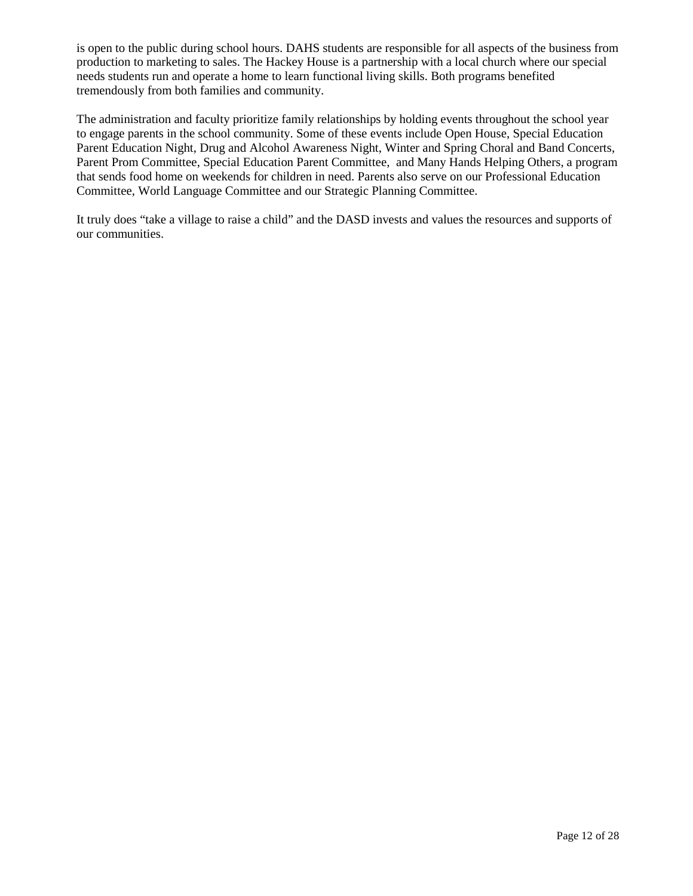is open to the public during school hours. DAHS students are responsible for all aspects of the business from production to marketing to sales. The Hackey House is a partnership with a local church where our special needs students run and operate a home to learn functional living skills. Both programs benefited tremendously from both families and community.

The administration and faculty prioritize family relationships by holding events throughout the school year to engage parents in the school community. Some of these events include Open House, Special Education Parent Education Night, Drug and Alcohol Awareness Night, Winter and Spring Choral and Band Concerts, Parent Prom Committee, Special Education Parent Committee,  and Many Hands Helping Others, a program that sends food home on weekends for children in need. Parents also serve on our Professional Education Committee, World Language Committee and our Strategic Planning Committee.

It truly does "take a village to raise a child" and the DASD invests and values the resources and supports of our communities.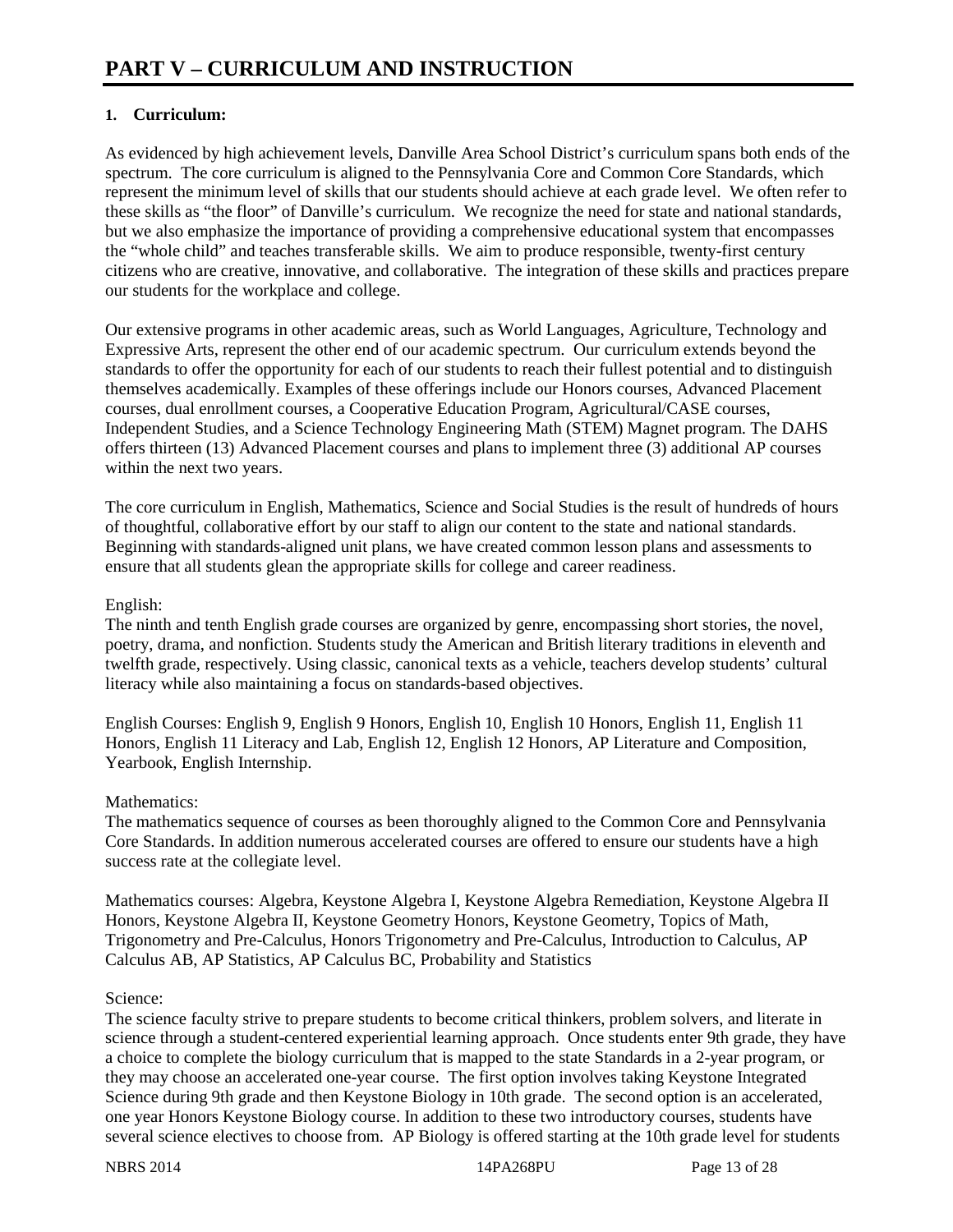# PART V – CURRICULUM AND INSTRUCTION

## 1. Curriculum:

As evidenced by high achievement levels, Danville Area School District's curriculum spans both ends of the spectrum. The core curriculum is aligned to the Pennsylvania Core and Common Core Standards, which represent the minimum level of skills that our students should achieve at each grade level. We often refer to these skills as "the floor" of Danville's curriculum. We recognize the need for state and national standards, but we also emphasize the importance of providing a comprehensive educational system that encompasses the "whole child" and teaches transferable skills. We aim to produce responsible, twenty-first century citizens who are creative, innovative, and collaborative. The integration of these skills and practices prepare our students for the workplace and college.

Our extensive programs in other academic areas, such as World Languages, Agriculture, Technology and Expressive Arts, represent the other end of our academic spectrum. Our curriculum extends beyond the standards to offer the opportunity for each of our students to reach their fullest potential and to distinguish themselves academically. Examples of these offerings include our Honors courses, Advanced Placement courses, dual enrollment courses, a Cooperative Education Program, Agricultural/CASE courses, Independent Studies, and a Science Technology Engineering Math (STEM) Magnet program. The DAHS offers thirteen (13) Advanced Placement courses and plans to implement three (3) additional AP courses within the next two years.

The core curriculum in English, Mathematics, Science and Social Studies is the result of hundreds of hours of thoughtful, collaborative effort by our staff to align our content to the state and national standards. Beginning with standards-aligned unit plans, we have created common lesson plans and assessments to ensure that all students glean the appropriate skills for college and career readiness.

English:
The ninth and tenth English grade courses are organized by genre, encompassing short stories, the novel, poetry, drama, and nonfiction. Students study the American and British literary traditions in eleventh and twelfth grade, respectively. Using classic, canonical texts as a vehicle, teachers develop students' cultural literacy while also maintaining a focus on standards-based objectives.

English Courses: English 9, English 9 Honors, English 10, English 10 Honors, English 11, English 11 Honors, English 11 Literacy and Lab, English 12, English 12 Honors, AP Literature and Composition, Yearbook, English Internship.

Mathematics:
The mathematics sequence of courses as been thoroughly aligned to the Common Core and Pennsylvania Core Standards. In addition numerous accelerated courses are offered to ensure our students have a high success rate at the collegiate level.

Mathematics courses: Algebra, Keystone Algebra I, Keystone Algebra Remediation, Keystone Algebra II Honors, Keystone Algebra II, Keystone Geometry Honors, Keystone Geometry, Topics of Math, Trigonometry and Pre-Calculus, Honors Trigonometry and Pre-Calculus, Introduction to Calculus, AP Calculus AB, AP Statistics, AP Calculus BC, Probability and Statistics

Science:
The science faculty strive to prepare students to become critical thinkers, problem solvers, and literate in science through a student-centered experiential learning approach. Once students enter 9th grade, they have a choice to complete the biology curriculum that is mapped to the state Standards in a 2-year program, or they may choose an accelerated one-year course. The first option involves taking Keystone Integrated Science during 9th grade and then Keystone Biology in 10th grade. The second option is an accelerated, one year Honors Keystone Biology course. In addition to these two introductory courses, students have several science electives to choose from. AP Biology is offered starting at the 10th grade level for students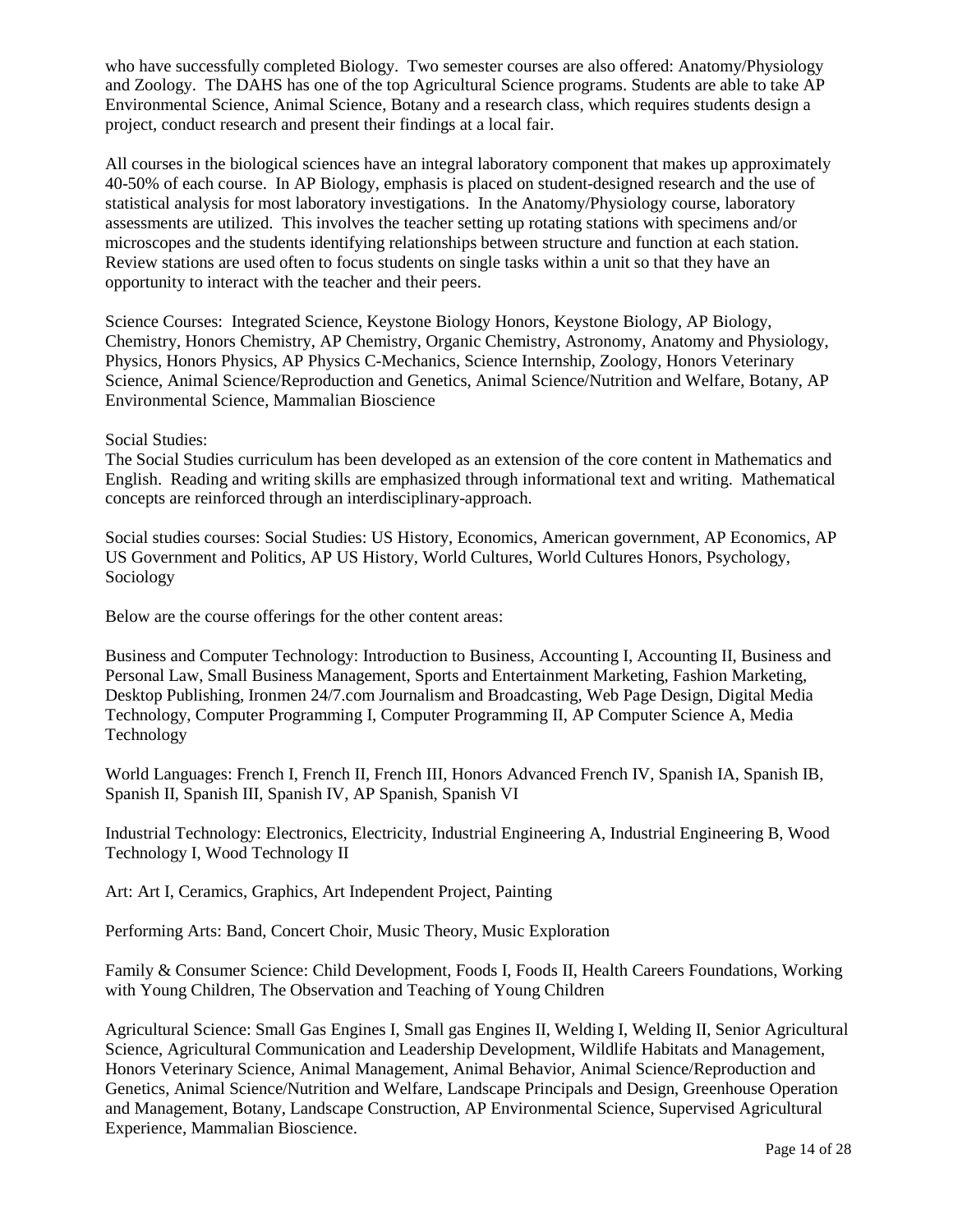who have successfully completed Biology. Two semester courses are also offered: Anatomy/Physiology and Zoology. The DAHS has one of the top Agricultural Science programs. Students are able to take AP Environmental Science, Animal Science, Botany and a research class, which requires students design a project, conduct research and present their findings at a local fair.

All courses in the biological sciences have an integral laboratory component that makes up approximately 40-50% of each course. In AP Biology, emphasis is placed on student-designed research and the use of statistical analysis for most laboratory investigations. In the Anatomy/Physiology course, laboratory assessments are utilized. This involves the teacher setting up rotating stations with specimens and/or microscopes and the students identifying relationships between structure and function at each station. Review stations are used often to focus students on single tasks within a unit so that they have an opportunity to interact with the teacher and their peers.

Science Courses: Integrated Science, Keystone Biology Honors, Keystone Biology, AP Biology, Chemistry, Honors Chemistry, AP Chemistry, Organic Chemistry, Astronomy, Anatomy and Physiology, Physics, Honors Physics, AP Physics C-Mechanics, Science Internship, Zoology, Honors Veterinary Science, Animal Science/Reproduction and Genetics, Animal Science/Nutrition and Welfare, Botany, AP Environmental Science, Mammalian Bioscience

Social Studies:
The Social Studies curriculum has been developed as an extension of the core content in Mathematics and English. Reading and writing skills are emphasized through informational text and writing. Mathematical concepts are reinforced through an interdisciplinary-approach.

Social studies courses: Social Studies: US History, Economics, American government, AP Economics, AP US Government and Politics, AP US History, World Cultures, World Cultures Honors, Psychology, Sociology

Below are the course offerings for the other content areas:

Business and Computer Technology: Introduction to Business, Accounting I, Accounting II, Business and Personal Law, Small Business Management, Sports and Entertainment Marketing, Fashion Marketing, Desktop Publishing, Ironmen 24/7.com Journalism and Broadcasting, Web Page Design, Digital Media Technology, Computer Programming I, Computer Programming II, AP Computer Science A, Media Technology

World Languages: French I, French II, French III, Honors Advanced French IV, Spanish IA, Spanish IB, Spanish II, Spanish III, Spanish IV, AP Spanish, Spanish VI

Industrial Technology: Electronics, Electricity, Industrial Engineering A, Industrial Engineering B, Wood Technology I, Wood Technology II

Art: Art I, Ceramics, Graphics, Art Independent Project, Painting

Performing Arts: Band, Concert Choir, Music Theory, Music Exploration

Family & Consumer Science: Child Development, Foods I, Foods II, Health Careers Foundations, Working with Young Children, The Observation and Teaching of Young Children

Agricultural Science: Small Gas Engines I, Small gas Engines II, Welding I, Welding II, Senior Agricultural Science, Agricultural Communication and Leadership Development, Wildlife Habitats and Management, Honors Veterinary Science, Animal Management, Animal Behavior, Animal Science/Reproduction and Genetics, Animal Science/Nutrition and Welfare, Landscape Principals and Design, Greenhouse Operation and Management, Botany, Landscape Construction, AP Environmental Science, Supervised Agricultural Experience, Mammalian Bioscience.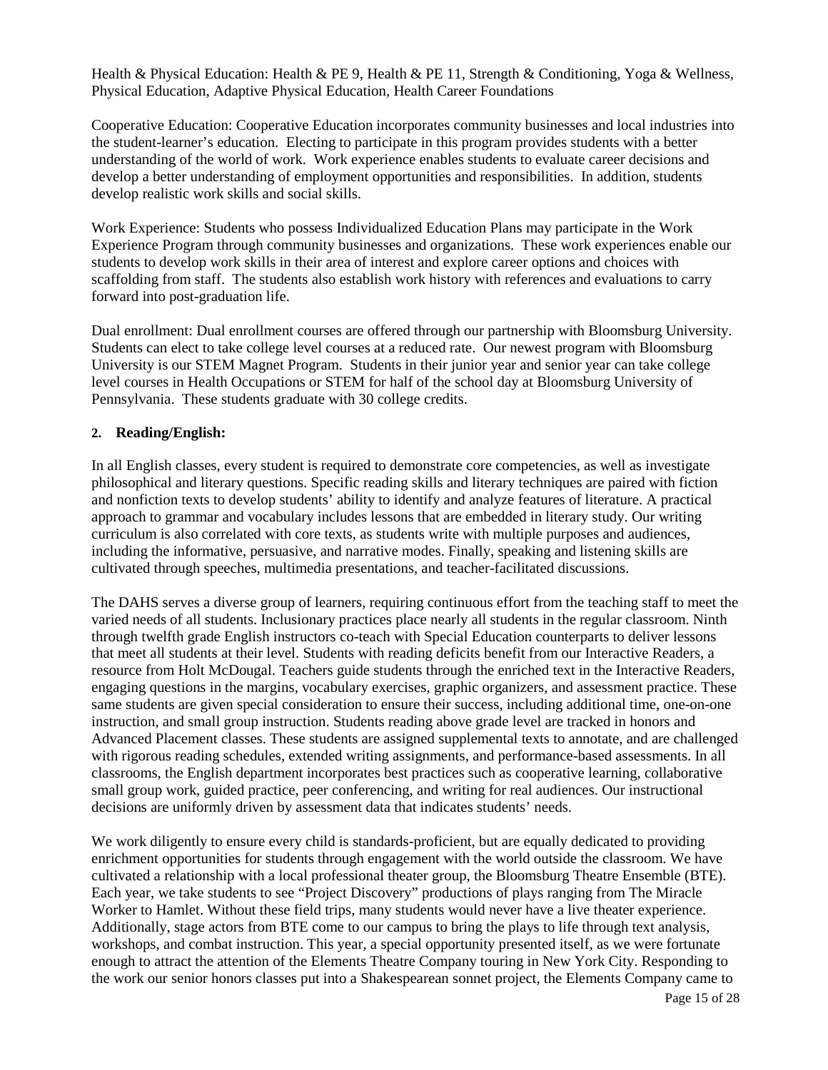Health & Physical Education: Health & PE 9, Health & PE 11, Strength & Conditioning, Yoga & Wellness, Physical Education, Adaptive Physical Education, Health Career Foundations

Cooperative Education: Cooperative Education incorporates community businesses and local industries into the student-learner's education. Electing to participate in this program provides students with a better understanding of the world of work. Work experience enables students to evaluate career decisions and develop a better understanding of employment opportunities and responsibilities. In addition, students develop realistic work skills and social skills.

Work Experience: Students who possess Individualized Education Plans may participate in the Work Experience Program through community businesses and organizations. These work experiences enable our students to develop work skills in their area of interest and explore career options and choices with scaffolding from staff. The students also establish work history with references and evaluations to carry forward into post-graduation life.

Dual enrollment: Dual enrollment courses are offered through our partnership with Bloomsburg University. Students can elect to take college level courses at a reduced rate. Our newest program with Bloomsburg University is our STEM Magnet Program. Students in their junior year and senior year can take college level courses in Health Occupations or STEM for half of the school day at Bloomsburg University of Pennsylvania. These students graduate with 30 college credits.

## 2. Reading/English:

In all English classes, every student is required to demonstrate core competencies, as well as investigate philosophical and literary questions. Specific reading skills and literary techniques are paired with fiction and nonfiction texts to develop students' ability to identify and analyze features of literature. A practical approach to grammar and vocabulary includes lessons that are embedded in literary study. Our writing curriculum is also correlated with core texts, as students write with multiple purposes and audiences, including the informative, persuasive, and narrative modes. Finally, speaking and listening skills are cultivated through speeches, multimedia presentations, and teacher-facilitated discussions.

The DAHS serves a diverse group of learners, requiring continuous effort from the teaching staff to meet the varied needs of all students. Inclusionary practices place nearly all students in the regular classroom. Ninth through twelfth grade English instructors co-teach with Special Education counterparts to deliver lessons that meet all students at their level. Students with reading deficits benefit from our Interactive Readers, a resource from Holt McDougal. Teachers guide students through the enriched text in the Interactive Readers, engaging questions in the margins, vocabulary exercises, graphic organizers, and assessment practice. These same students are given special consideration to ensure their success, including additional time, one-on-one instruction, and small group instruction. Students reading above grade level are tracked in honors and Advanced Placement classes. These students are assigned supplemental texts to annotate, and are challenged with rigorous reading schedules, extended writing assignments, and performance-based assessments. In all classrooms, the English department incorporates best practices such as cooperative learning, collaborative small group work, guided practice, peer conferencing, and writing for real audiences. Our instructional decisions are uniformly driven by assessment data that indicates students' needs.

We work diligently to ensure every child is standards-proficient, but are equally dedicated to providing enrichment opportunities for students through engagement with the world outside the classroom. We have cultivated a relationship with a local professional theater group, the Bloomsburg Theatre Ensemble (BTE). Each year, we take students to see "Project Discovery" productions of plays ranging from The Miracle Worker to Hamlet. Without these field trips, many students would never have a live theater experience. Additionally, stage actors from BTE come to our campus to bring the plays to life through text analysis, workshops, and combat instruction. This year, a special opportunity presented itself, as we were fortunate enough to attract the attention of the Elements Theatre Company touring in New York City. Responding to the work our senior honors classes put into a Shakespearean sonnet project, the Elements Company came to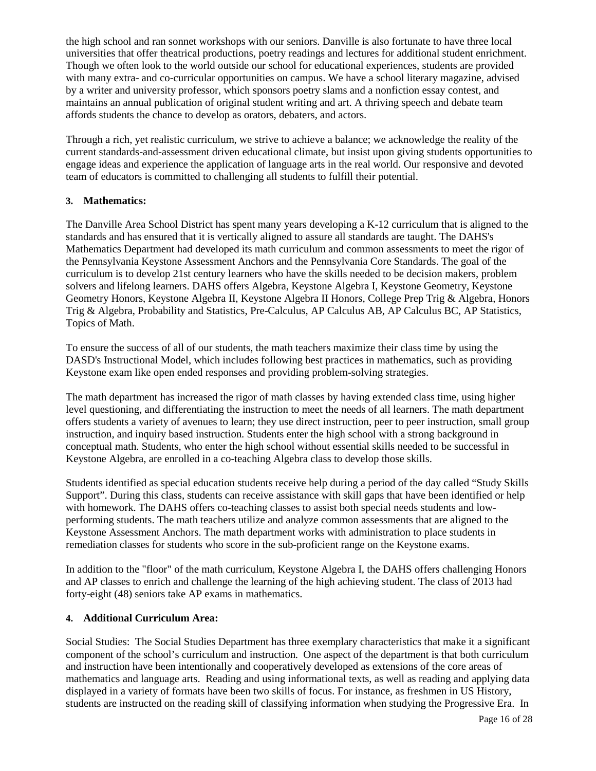the high school and ran sonnet workshops with our seniors. Danville is also fortunate to have three local universities that offer theatrical productions, poetry readings and lectures for additional student enrichment. Though we often look to the world outside our school for educational experiences, students are provided with many extra- and co-curricular opportunities on campus. We have a school literary magazine, advised by a writer and university professor, which sponsors poetry slams and a nonfiction essay contest, and maintains an annual publication of original student writing and art. A thriving speech and debate team affords students the chance to develop as orators, debaters, and actors.

Through a rich, yet realistic curriculum, we strive to achieve a balance; we acknowledge the reality of the current standards-and-assessment driven educational climate, but insist upon giving students opportunities to engage ideas and experience the application of language arts in the real world. Our responsive and devoted team of educators is committed to challenging all students to fulfill their potential.

### 3. Mathematics:

The Danville Area School District has spent many years developing a K-12 curriculum that is aligned to the standards and has ensured that it is vertically aligned to assure all standards are taught. The DAHS's Mathematics Department had developed its math curriculum and common assessments to meet the rigor of the Pennsylvania Keystone Assessment Anchors and the Pennsylvania Core Standards. The goal of the curriculum is to develop 21st century learners who have the skills needed to be decision makers, problem solvers and lifelong learners. DAHS offers Algebra, Keystone Algebra I, Keystone Geometry, Keystone Geometry Honors, Keystone Algebra II, Keystone Algebra II Honors, College Prep Trig & Algebra, Honors Trig & Algebra, Probability and Statistics, Pre-Calculus, AP Calculus AB, AP Calculus BC, AP Statistics, Topics of Math.

To ensure the success of all of our students, the math teachers maximize their class time by using the DASD's Instructional Model, which includes following best practices in mathematics, such as providing Keystone exam like open ended responses and providing problem-solving strategies.

The math department has increased the rigor of math classes by having extended class time, using higher level questioning, and differentiating the instruction to meet the needs of all learners. The math department offers students a variety of avenues to learn; they use direct instruction, peer to peer instruction, small group instruction, and inquiry based instruction. Students enter the high school with a strong background in conceptual math. Students, who enter the high school without essential skills needed to be successful in Keystone Algebra, are enrolled in a co-teaching Algebra class to develop those skills.

Students identified as special education students receive help during a period of the day called "Study Skills Support". During this class, students can receive assistance with skill gaps that have been identified or help with homework. The DAHS offers co-teaching classes to assist both special needs students and low-performing students. The math teachers utilize and analyze common assessments that are aligned to the Keystone Assessment Anchors. The math department works with administration to place students in remediation classes for students who score in the sub-proficient range on the Keystone exams.

In addition to the "floor" of the math curriculum, Keystone Algebra I, the DAHS offers challenging Honors and AP classes to enrich and challenge the learning of the high achieving student. The class of 2013 had forty-eight (48) seniors take AP exams in mathematics.

### 4. Additional Curriculum Area:

Social Studies: The Social Studies Department has three exemplary characteristics that make it a significant component of the school's curriculum and instruction. One aspect of the department is that both curriculum and instruction have been intentionally and cooperatively developed as extensions of the core areas of mathematics and language arts. Reading and using informational texts, as well as reading and applying data displayed in a variety of formats have been two skills of focus. For instance, as freshmen in US History, students are instructed on the reading skill of classifying information when studying the Progressive Era. In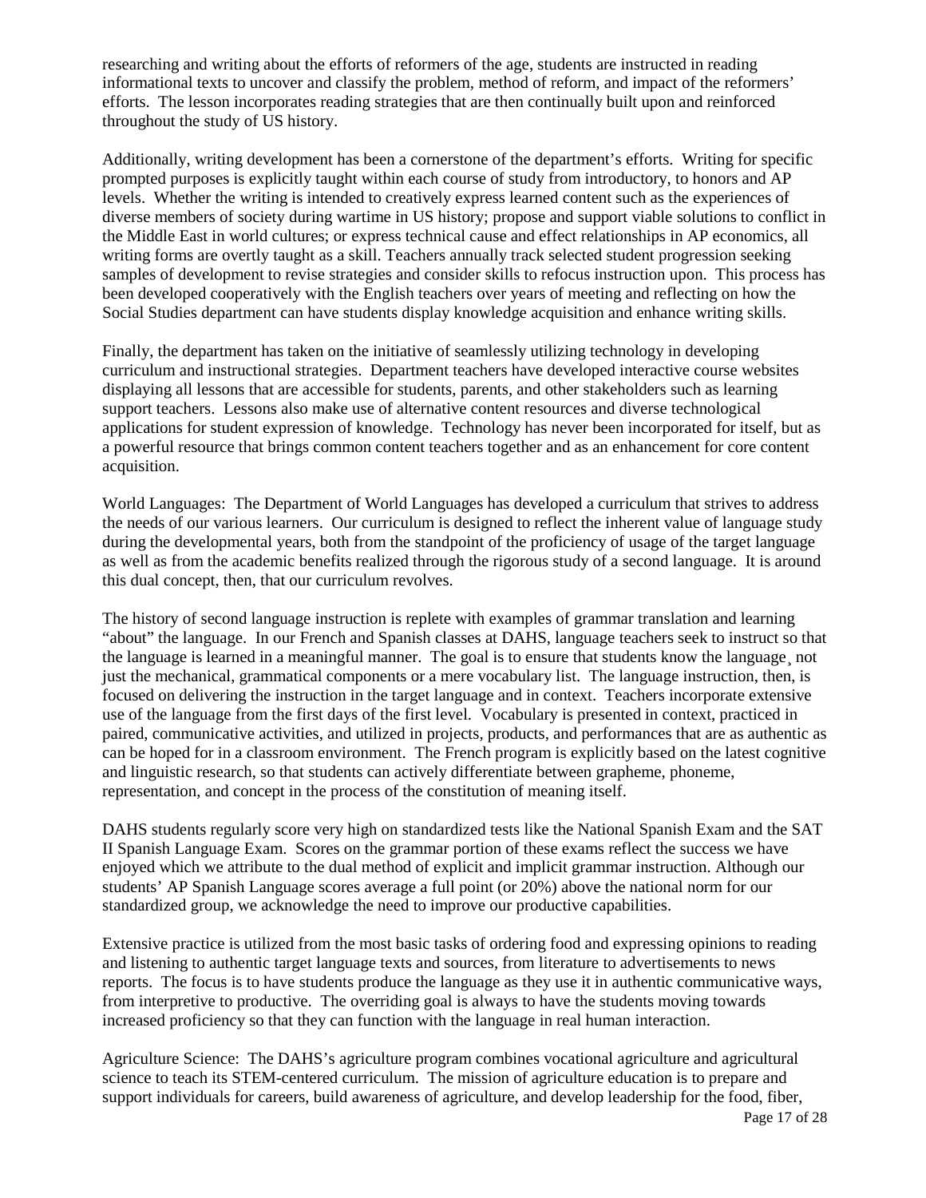researching and writing about the efforts of reformers of the age, students are instructed in reading informational texts to uncover and classify the problem, method of reform, and impact of the reformers' efforts. The lesson incorporates reading strategies that are then continually built upon and reinforced throughout the study of US history.

Additionally, writing development has been a cornerstone of the department's efforts. Writing for specific prompted purposes is explicitly taught within each course of study from introductory, to honors and AP levels. Whether the writing is intended to creatively express learned content such as the experiences of diverse members of society during wartime in US history; propose and support viable solutions to conflict in the Middle East in world cultures; or express technical cause and effect relationships in AP economics, all writing forms are overtly taught as a skill. Teachers annually track selected student progression seeking samples of development to revise strategies and consider skills to refocus instruction upon. This process has been developed cooperatively with the English teachers over years of meeting and reflecting on how the Social Studies department can have students display knowledge acquisition and enhance writing skills.

Finally, the department has taken on the initiative of seamlessly utilizing technology in developing curriculum and instructional strategies. Department teachers have developed interactive course websites displaying all lessons that are accessible for students, parents, and other stakeholders such as learning support teachers. Lessons also make use of alternative content resources and diverse technological applications for student expression of knowledge. Technology has never been incorporated for itself, but as a powerful resource that brings common content teachers together and as an enhancement for core content acquisition.

World Languages: The Department of World Languages has developed a curriculum that strives to address the needs of our various learners. Our curriculum is designed to reflect the inherent value of language study during the developmental years, both from the standpoint of the proficiency of usage of the target language as well as from the academic benefits realized through the rigorous study of a second language. It is around this dual concept, then, that our curriculum revolves.

The history of second language instruction is replete with examples of grammar translation and learning "about" the language. In our French and Spanish classes at DAHS, language teachers seek to instruct so that the language is learned in a meaningful manner. The goal is to ensure that students know the language¸ not just the mechanical, grammatical components or a mere vocabulary list. The language instruction, then, is focused on delivering the instruction in the target language and in context. Teachers incorporate extensive use of the language from the first days of the first level. Vocabulary is presented in context, practiced in paired, communicative activities, and utilized in projects, products, and performances that are as authentic as can be hoped for in a classroom environment. The French program is explicitly based on the latest cognitive and linguistic research, so that students can actively differentiate between grapheme, phoneme, representation, and concept in the process of the constitution of meaning itself.

DAHS students regularly score very high on standardized tests like the National Spanish Exam and the SAT II Spanish Language Exam. Scores on the grammar portion of these exams reflect the success we have enjoyed which we attribute to the dual method of explicit and implicit grammar instruction. Although our students' AP Spanish Language scores average a full point (or 20%) above the national norm for our standardized group, we acknowledge the need to improve our productive capabilities.

Extensive practice is utilized from the most basic tasks of ordering food and expressing opinions to reading and listening to authentic target language texts and sources, from literature to advertisements to news reports. The focus is to have students produce the language as they use it in authentic communicative ways, from interpretive to productive. The overriding goal is always to have the students moving towards increased proficiency so that they can function with the language in real human interaction.

Agriculture Science: The DAHS's agriculture program combines vocational agriculture and agricultural science to teach its STEM-centered curriculum. The mission of agriculture education is to prepare and support individuals for careers, build awareness of agriculture, and develop leadership for the food, fiber,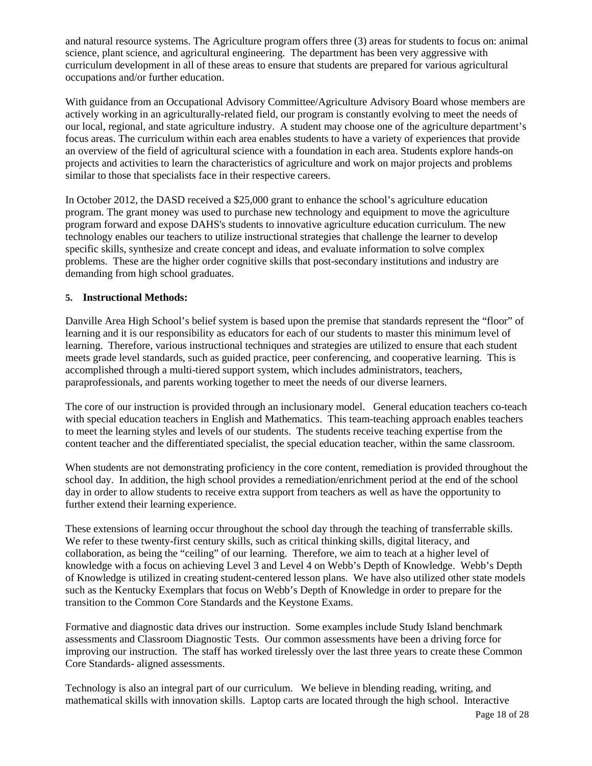and natural resource systems. The Agriculture program offers three (3) areas for students to focus on: animal science, plant science, and agricultural engineering. The department has been very aggressive with curriculum development in all of these areas to ensure that students are prepared for various agricultural occupations and/or further education.

With guidance from an Occupational Advisory Committee/Agriculture Advisory Board whose members are actively working in an agriculturally-related field, our program is constantly evolving to meet the needs of our local, regional, and state agriculture industry. A student may choose one of the agriculture department's focus areas. The curriculum within each area enables students to have a variety of experiences that provide an overview of the field of agricultural science with a foundation in each area. Students explore hands-on projects and activities to learn the characteristics of agriculture and work on major projects and problems similar to those that specialists face in their respective careers.

In October 2012, the DASD received a $25,000 grant to enhance the school's agriculture education program. The grant money was used to purchase new technology and equipment to move the agriculture program forward and expose DAHS's students to innovative agriculture education curriculum. The new technology enables our teachers to utilize instructional strategies that challenge the learner to develop specific skills, synthesize and create concept and ideas, and evaluate information to solve complex problems. These are the higher order cognitive skills that post-secondary institutions and industry are demanding from high school graduates.

**5. Instructional Methods:**

Danville Area High School's belief system is based upon the premise that standards represent the "floor" of learning and it is our responsibility as educators for each of our students to master this minimum level of learning. Therefore, various instructional techniques and strategies are utilized to ensure that each student meets grade level standards, such as guided practice, peer conferencing, and cooperative learning. This is accomplished through a multi-tiered support system, which includes administrators, teachers, paraprofessionals, and parents working together to meet the needs of our diverse learners.

The core of our instruction is provided through an inclusionary model. General education teachers co-teach with special education teachers in English and Mathematics. This team-teaching approach enables teachers to meet the learning styles and levels of our students. The students receive teaching expertise from the content teacher and the differentiated specialist, the special education teacher, within the same classroom.

When students are not demonstrating proficiency in the core content, remediation is provided throughout the school day. In addition, the high school provides a remediation/enrichment period at the end of the school day in order to allow students to receive extra support from teachers as well as have the opportunity to further extend their learning experience.

These extensions of learning occur throughout the school day through the teaching of transferrable skills. We refer to these twenty-first century skills, such as critical thinking skills, digital literacy, and collaboration, as being the "ceiling" of our learning. Therefore, we aim to teach at a higher level of knowledge with a focus on achieving Level 3 and Level 4 on Webb's Depth of Knowledge. Webb's Depth of Knowledge is utilized in creating student-centered lesson plans. We have also utilized other state models such as the Kentucky Exemplars that focus on Webb's Depth of Knowledge in order to prepare for the transition to the Common Core Standards and the Keystone Exams.

Formative and diagnostic data drives our instruction. Some examples include Study Island benchmark assessments and Classroom Diagnostic Tests. Our common assessments have been a driving force for improving our instruction. The staff has worked tirelessly over the last three years to create these Common Core Standards- aligned assessments.

Technology is also an integral part of our curriculum. We believe in blending reading, writing, and mathematical skills with innovation skills. Laptop carts are located through the high school. Interactive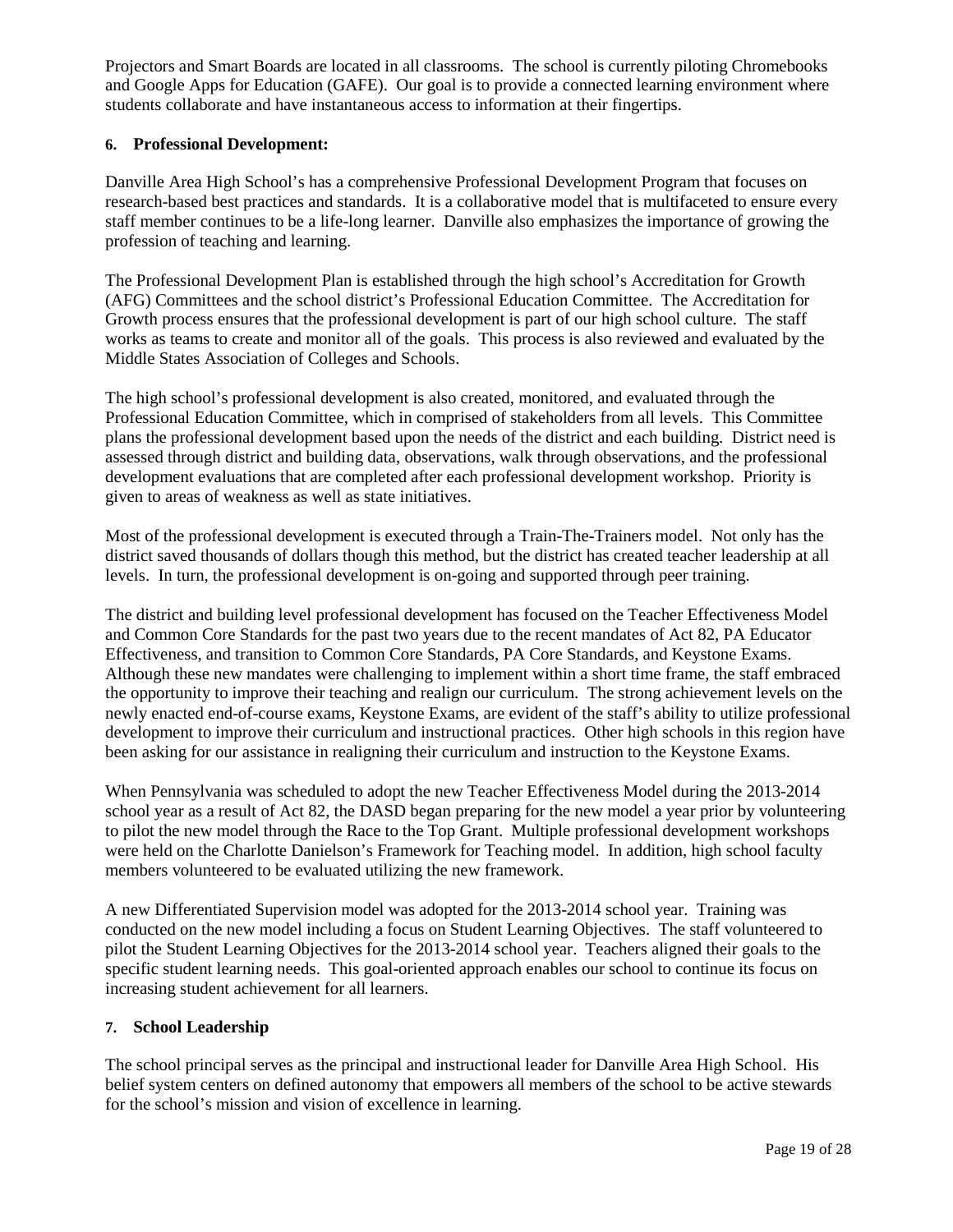Projectors and Smart Boards are located in all classrooms. The school is currently piloting Chromebooks and Google Apps for Education (GAFE). Our goal is to provide a connected learning environment where students collaborate and have instantaneous access to information at their fingertips.

**6. Professional Development:**

Danville Area High School's has a comprehensive Professional Development Program that focuses on research-based best practices and standards. It is a collaborative model that is multifaceted to ensure every staff member continues to be a life-long learner. Danville also emphasizes the importance of growing the profession of teaching and learning.

The Professional Development Plan is established through the high school's Accreditation for Growth (AFG) Committees and the school district's Professional Education Committee. The Accreditation for Growth process ensures that the professional development is part of our high school culture. The staff works as teams to create and monitor all of the goals. This process is also reviewed and evaluated by the Middle States Association of Colleges and Schools.

The high school's professional development is also created, monitored, and evaluated through the Professional Education Committee, which in comprised of stakeholders from all levels. This Committee plans the professional development based upon the needs of the district and each building. District need is assessed through district and building data, observations, walk through observations, and the professional development evaluations that are completed after each professional development workshop. Priority is given to areas of weakness as well as state initiatives.

Most of the professional development is executed through a Train-The-Trainers model. Not only has the district saved thousands of dollars though this method, but the district has created teacher leadership at all levels. In turn, the professional development is on-going and supported through peer training.

The district and building level professional development has focused on the Teacher Effectiveness Model and Common Core Standards for the past two years due to the recent mandates of Act 82, PA Educator Effectiveness, and transition to Common Core Standards, PA Core Standards, and Keystone Exams. Although these new mandates were challenging to implement within a short time frame, the staff embraced the opportunity to improve their teaching and realign our curriculum. The strong achievement levels on the newly enacted end-of-course exams, Keystone Exams, are evident of the staff's ability to utilize professional development to improve their curriculum and instructional practices. Other high schools in this region have been asking for our assistance in realigning their curriculum and instruction to the Keystone Exams.

When Pennsylvania was scheduled to adopt the new Teacher Effectiveness Model during the 2013-2014 school year as a result of Act 82, the DASD began preparing for the new model a year prior by volunteering to pilot the new model through the Race to the Top Grant. Multiple professional development workshops were held on the Charlotte Danielson's Framework for Teaching model. In addition, high school faculty members volunteered to be evaluated utilizing the new framework.

A new Differentiated Supervision model was adopted for the 2013-2014 school year. Training was conducted on the new model including a focus on Student Learning Objectives. The staff volunteered to pilot the Student Learning Objectives for the 2013-2014 school year. Teachers aligned their goals to the specific student learning needs. This goal-oriented approach enables our school to continue its focus on increasing student achievement for all learners.

**7. School Leadership**

The school principal serves as the principal and instructional leader for Danville Area High School. His belief system centers on defined autonomy that empowers all members of the school to be active stewards for the school's mission and vision of excellence in learning.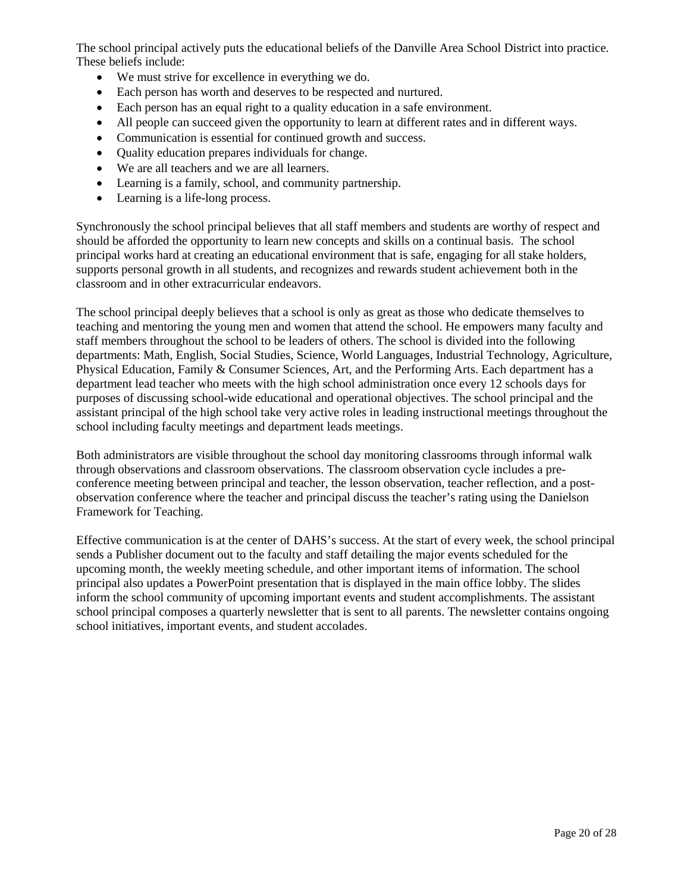The school principal actively puts the educational beliefs of the Danville Area School District into practice. These beliefs include:

- We must strive for excellence in everything we do.
- Each person has worth and deserves to be respected and nurtured.
- Each person has an equal right to a quality education in a safe environment.
- All people can succeed given the opportunity to learn at different rates and in different ways.
- Communication is essential for continued growth and success.
- Quality education prepares individuals for change.
- We are all teachers and we are all learners.
- Learning is a family, school, and community partnership.
- Learning is a life-long process.

Synchronously the school principal believes that all staff members and students are worthy of respect and should be afforded the opportunity to learn new concepts and skills on a continual basis. The school principal works hard at creating an educational environment that is safe, engaging for all stake holders, supports personal growth in all students, and recognizes and rewards student achievement both in the classroom and in other extracurricular endeavors.

The school principal deeply believes that a school is only as great as those who dedicate themselves to teaching and mentoring the young men and women that attend the school. He empowers many faculty and staff members throughout the school to be leaders of others. The school is divided into the following departments: Math, English, Social Studies, Science, World Languages, Industrial Technology, Agriculture, Physical Education, Family & Consumer Sciences, Art, and the Performing Arts. Each department has a department lead teacher who meets with the high school administration once every 12 schools days for purposes of discussing school-wide educational and operational objectives. The school principal and the assistant principal of the high school take very active roles in leading instructional meetings throughout the school including faculty meetings and department leads meetings.

Both administrators are visible throughout the school day monitoring classrooms through informal walk through observations and classroom observations. The classroom observation cycle includes a pre-conference meeting between principal and teacher, the lesson observation, teacher reflection, and a post-observation conference where the teacher and principal discuss the teacher's rating using the Danielson Framework for Teaching.

Effective communication is at the center of DAHS's success. At the start of every week, the school principal sends a Publisher document out to the faculty and staff detailing the major events scheduled for the upcoming month, the weekly meeting schedule, and other important items of information. The school principal also updates a PowerPoint presentation that is displayed in the main office lobby. The slides inform the school community of upcoming important events and student accomplishments. The assistant school principal composes a quarterly newsletter that is sent to all parents. The newsletter contains ongoing school initiatives, important events, and student accolades.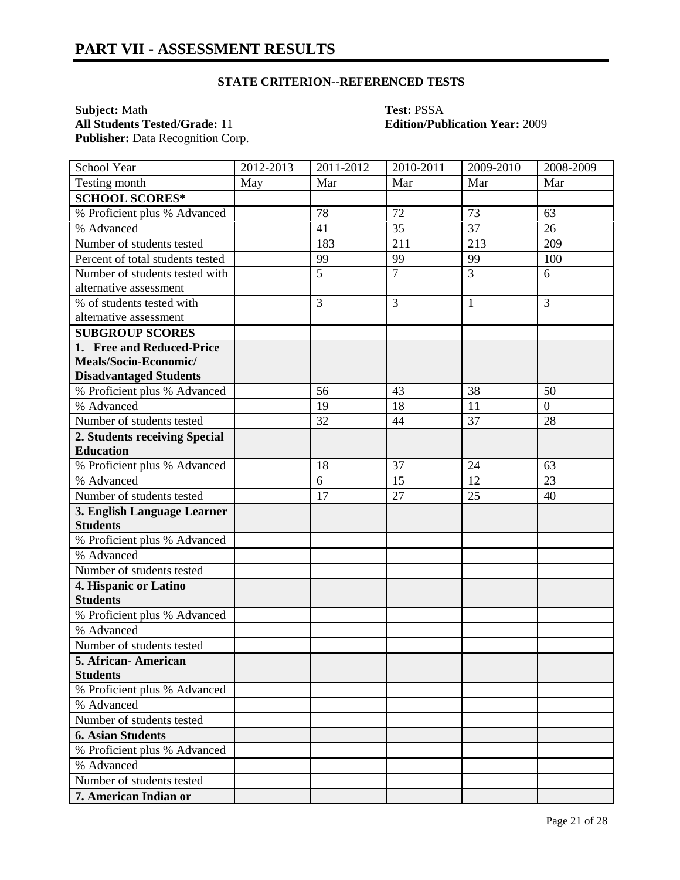# PART VII - ASSESSMENT RESULTS

### STATE CRITERION--REFERENCED TESTS

**Subject:** Math  
**All Students Tested/Grade:** 11  
**Publisher:** Data Recognition Corp.

**Test:** PSSA  
**Edition/Publication Year:** 2009

| School Year | 2012-2013 | 2011-2012 | 2010-2011 | 2009-2010 | 2008-2009 |
|---|---|---|---|---|---|
| Testing month | May | Mar | Mar | Mar | Mar |
| **SCHOOL SCORES*** | | | | | |
| % Proficient plus % Advanced | | 78 | 72 | 73 | 63 |
| % Advanced | | 41 | 35 | 37 | 26 |
| Number of students tested | | 183 | 211 | 213 | 209 |
| Percent of total students tested | | 99 | 99 | 99 | 100 |
| Number of students tested with alternative assessment | | 5 | 7 | 3 | 6 |
| % of students tested with alternative assessment | | 3 | 3 | 1 | 3 |
| **SUBGROUP SCORES** | | | | | |
| **1. Free and Reduced-Price Meals/Socio-Economic/ Disadvantaged Students** | | | | | |
| % Proficient plus % Advanced | | 56 | 43 | 38 | 50 |
| % Advanced | | 19 | 18 | 11 | 0 |
| Number of students tested | | 32 | 44 | 37 | 28 |
| **2. Students receiving Special Education** | | | | | |
| % Proficient plus % Advanced | | 18 | 37 | 24 | 63 |
| % Advanced | | 6 | 15 | 12 | 23 |
| Number of students tested | | 17 | 27 | 25 | 40 |
| **3. English Language Learner Students** | | | | | |
| % Proficient plus % Advanced | | | | | |
| % Advanced | | | | | |
| Number of students tested | | | | | |
| **4. Hispanic or Latino Students** | | | | | |
| % Proficient plus % Advanced | | | | | |
| % Advanced | | | | | |
| Number of students tested | | | | | |
| **5. African- American Students** | | | | | |
| % Proficient plus % Advanced | | | | | |
| % Advanced | | | | | |
| Number of students tested | | | | | |
| **6. Asian Students** | | | | | |
| % Proficient plus % Advanced | | | | | |
| % Advanced | | | | | |
| Number of students tested | | | | | |
| **7. American Indian or** | | | | | |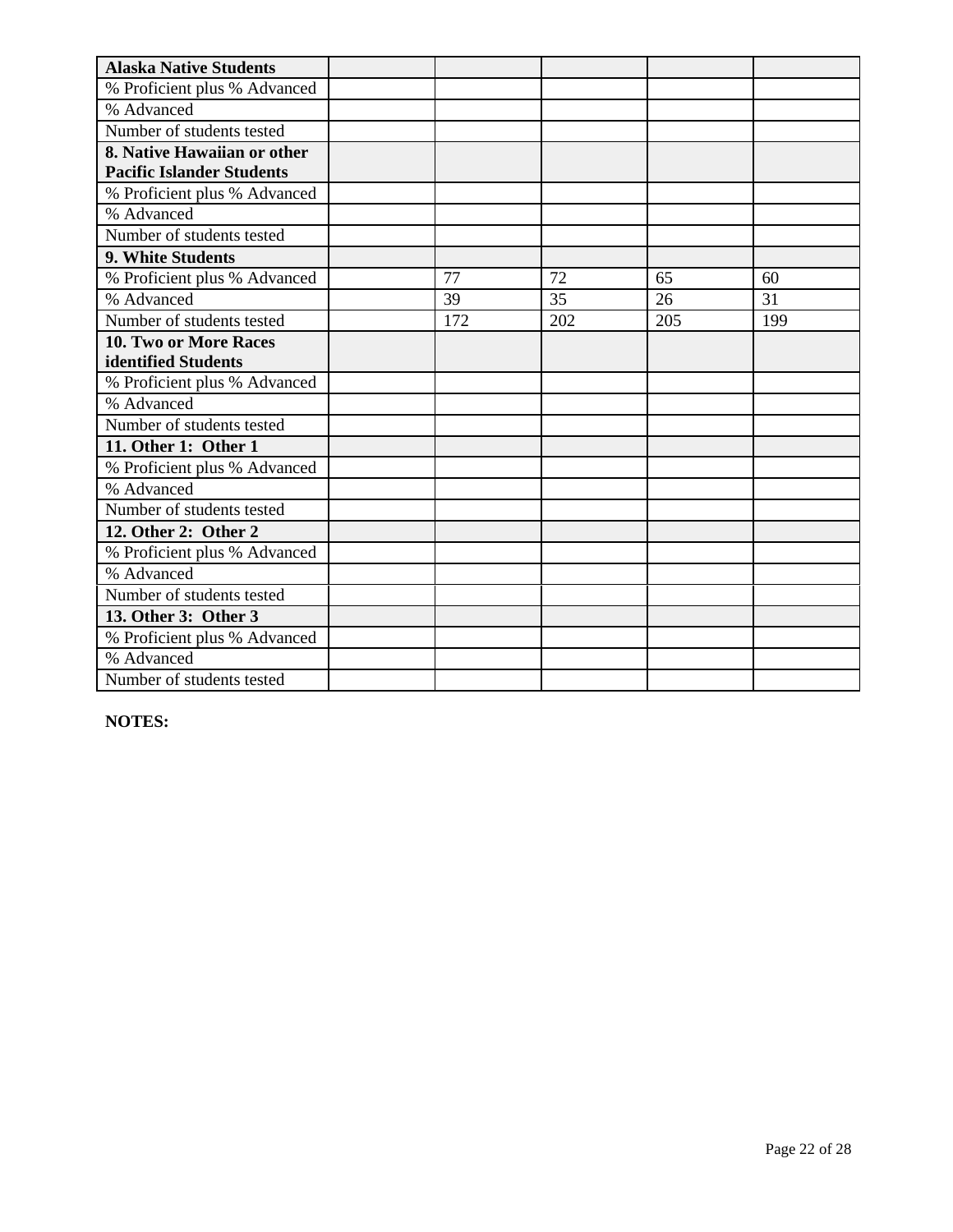| Alaska Native Students | | | | | |
| --- | --- | --- | --- | --- | --- |
| % Proficient plus % Advanced | | | | | |
| % Advanced | | | | | |
| Number of students tested | | | | | |
| **8. Native Hawaiian or other Pacific Islander Students** | | | | | |
| % Proficient plus % Advanced | | | | | |
| % Advanced | | | | | |
| Number of students tested | | | | | |
| **9. White Students** | | | | | |
| % Proficient plus % Advanced | | 77 | 72 | 65 | 60 |
| % Advanced | | 39 | 35 | 26 | 31 |
| Number of students tested | | 172 | 202 | 205 | 199 |
| **10. Two or More Races identified Students** | | | | | |
| % Proficient plus % Advanced | | | | | |
| % Advanced | | | | | |
| Number of students tested | | | | | |
| **11. Other 1: Other 1** | | | | | |
| % Proficient plus % Advanced | | | | | |
| % Advanced | | | | | |
| Number of students tested | | | | | |
| **12. Other 2: Other 2** | | | | | |
| % Proficient plus % Advanced | | | | | |
| % Advanced | | | | | |
| Number of students tested | | | | | |
| **13. Other 3: Other 3** | | | | | |
| % Proficient plus % Advanced | | | | | |
| % Advanced | | | | | |
| Number of students tested | | | | | |

**NOTES:**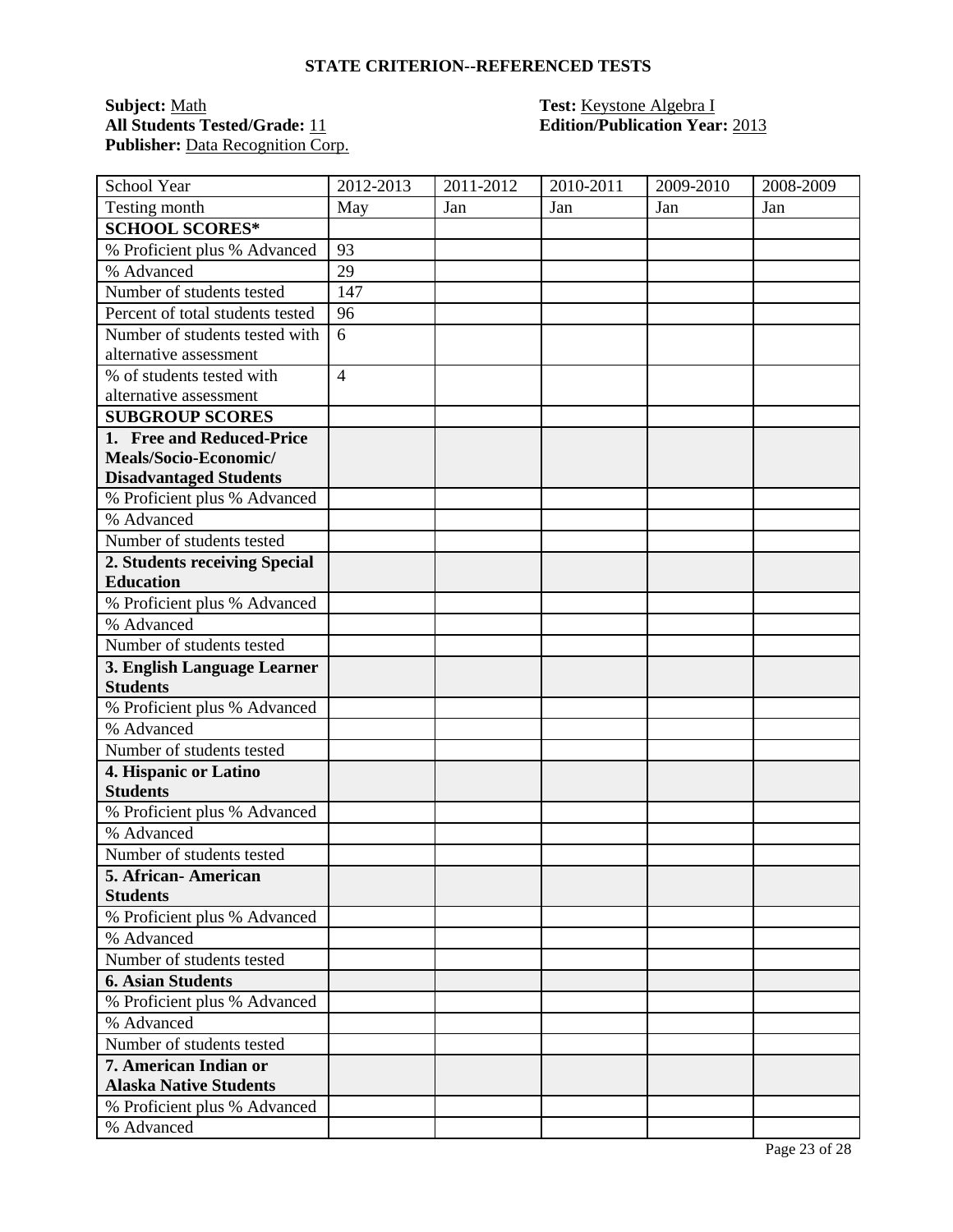**STATE CRITERION--REFERENCED TESTS**

**Subject:** Math  
**All Students Tested/Grade:** 11  
**Publisher:** Data Recognition Corp.

**Test:** Keystone Algebra I  
**Edition/Publication Year:** 2013

| School Year | 2012-2013 | 2011-2012 | 2010-2011 | 2009-2010 | 2008-2009 |
|---|---|---|---|---|---|
| Testing month | May | Jan | Jan | Jan | Jan |
| **SCHOOL SCORES*** | | | | | |
| % Proficient plus % Advanced | 93 | | | | |
| % Advanced | 29 | | | | |
| Number of students tested | 147 | | | | |
| Percent of total students tested | 96 | | | | |
| Number of students tested with alternative assessment | 6 | | | | |
| % of students tested with alternative assessment | 4 | | | | |
| **SUBGROUP SCORES** | | | | | |
| **1. Free and Reduced-Price Meals/Socio-Economic/ Disadvantaged Students** | | | | | |
| % Proficient plus % Advanced | | | | | |
| % Advanced | | | | | |
| Number of students tested | | | | | |
| **2. Students receiving Special Education** | | | | | |
| % Proficient plus % Advanced | | | | | |
| % Advanced | | | | | |
| Number of students tested | | | | | |
| **3. English Language Learner Students** | | | | | |
| % Proficient plus % Advanced | | | | | |
| % Advanced | | | | | |
| Number of students tested | | | | | |
| **4. Hispanic or Latino Students** | | | | | |
| % Proficient plus % Advanced | | | | | |
| % Advanced | | | | | |
| Number of students tested | | | | | |
| **5. African- American Students** | | | | | |
| % Proficient plus % Advanced | | | | | |
| % Advanced | | | | | |
| Number of students tested | | | | | |
| **6. Asian Students** | | | | | |
| % Proficient plus % Advanced | | | | | |
| % Advanced | | | | | |
| Number of students tested | | | | | |
| **7. American Indian or Alaska Native Students** | | | | | |
| % Proficient plus % Advanced | | | | | |
| % Advanced | | | | | |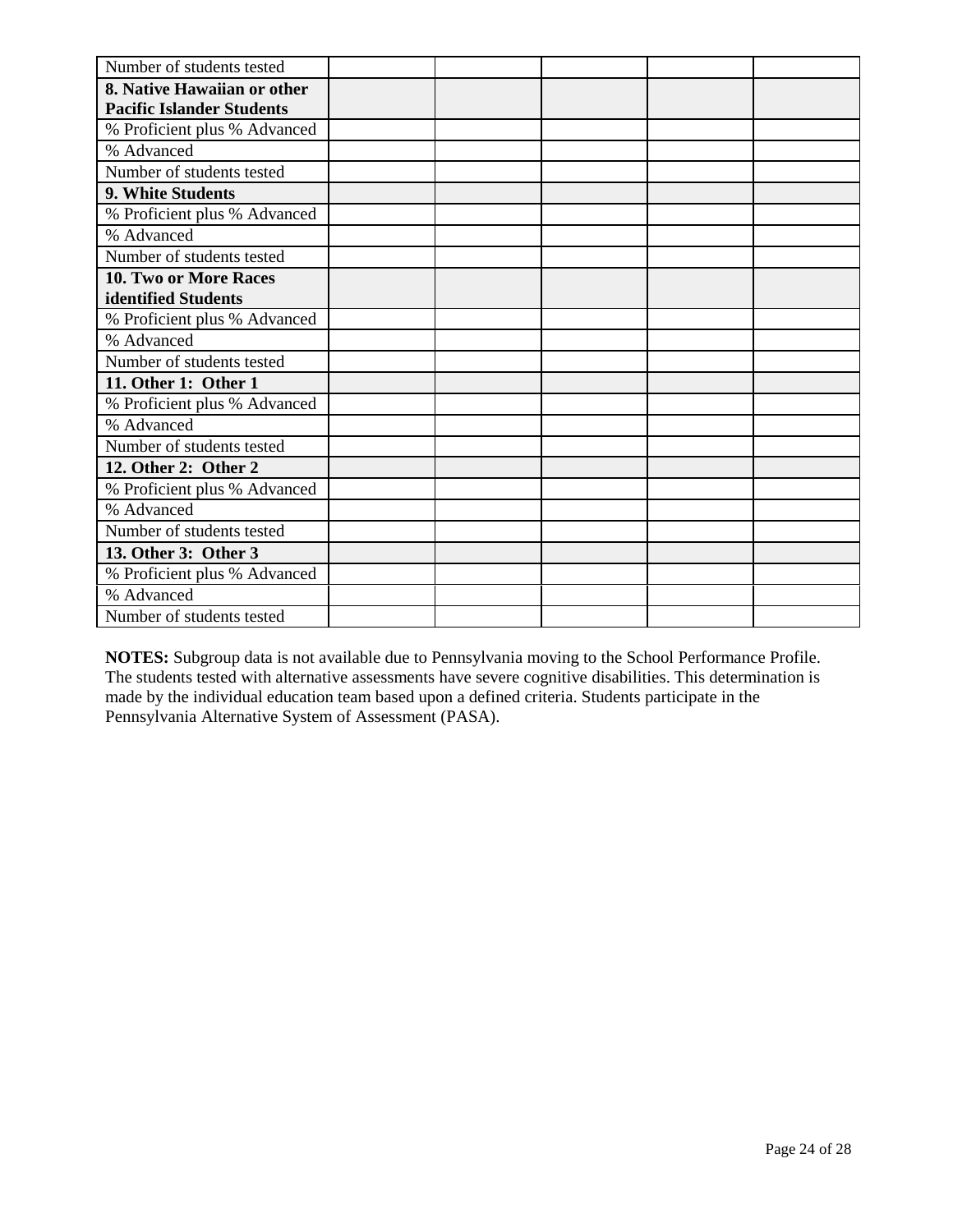| Number of students tested | | | | | |
|---|---|---|---|---|---|
| **8. Native Hawaiian or other Pacific Islander Students** | | | | | |
| % Proficient plus % Advanced | | | | | |
| % Advanced | | | | | |
| Number of students tested | | | | | |
| **9. White Students** | | | | | |
| % Proficient plus % Advanced | | | | | |
| % Advanced | | | | | |
| Number of students tested | | | | | |
| **10. Two or More Races identified Students** | | | | | |
| % Proficient plus % Advanced | | | | | |
| % Advanced | | | | | |
| Number of students tested | | | | | |
| **11. Other 1: Other 1** | | | | | |
| % Proficient plus % Advanced | | | | | |
| % Advanced | | | | | |
| Number of students tested | | | | | |
| **12. Other 2: Other 2** | | | | | |
| % Proficient plus % Advanced | | | | | |
| % Advanced | | | | | |
| Number of students tested | | | | | |
| **13. Other 3: Other 3** | | | | | |
| % Proficient plus % Advanced | | | | | |
| % Advanced | | | | | |
| Number of students tested | | | | | |

**NOTES:** Subgroup data is not available due to Pennsylvania moving to the School Performance Profile. The students tested with alternative assessments have severe cognitive disabilities. This determination is made by the individual education team based upon a defined criteria. Students participate in the Pennsylvania Alternative System of Assessment (PASA).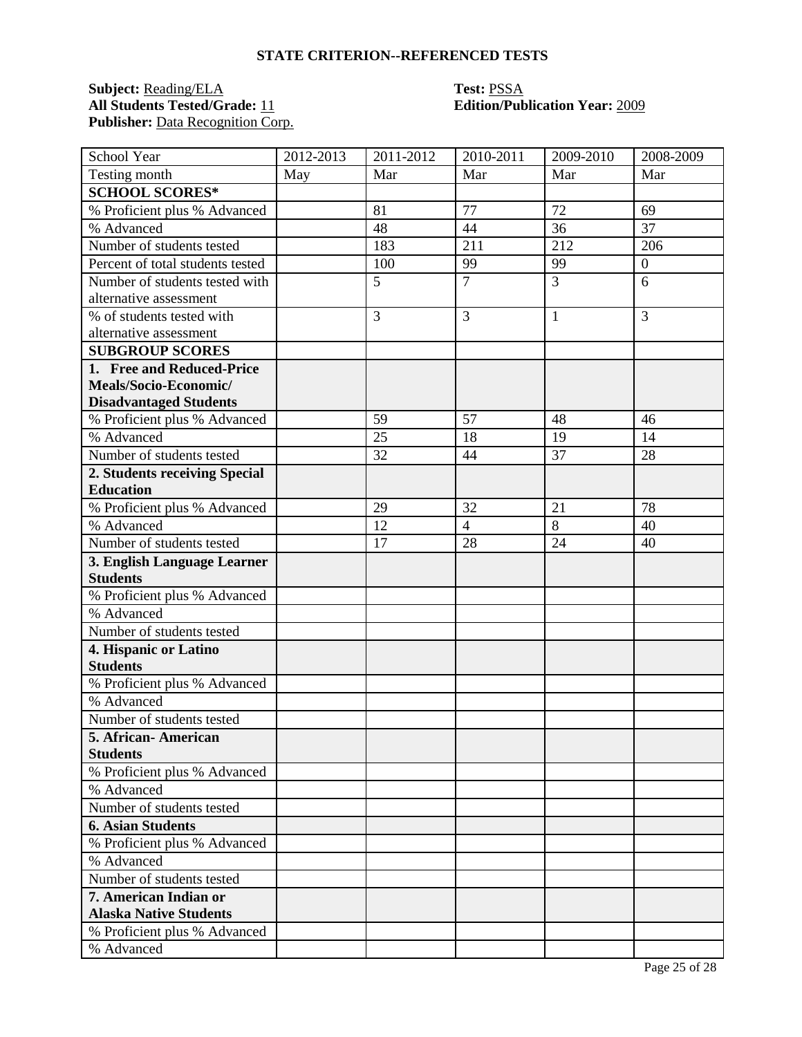## STATE CRITERION--REFERENCED TESTS

**Subject:** Reading/ELA  
**Test:** PSSA  
**All Students Tested/Grade:** 11  
**Edition/Publication Year:** 2009  
**Publisher:** Data Recognition Corp.

| School Year | 2012-2013 | 2011-2012 | 2010-2011 | 2009-2010 | 2008-2009 |
|---|---|---|---|---|---|
| Testing month | May | Mar | Mar | Mar | Mar |
| **SCHOOL SCORES*** | | | | | |
| % Proficient plus % Advanced | | 81 | 77 | 72 | 69 |
| % Advanced | | 48 | 44 | 36 | 37 |
| Number of students tested | | 183 | 211 | 212 | 206 |
| Percent of total students tested | | 100 | 99 | 99 | 0 |
| Number of students tested with alternative assessment | | 5 | 7 | 3 | 6 |
| % of students tested with alternative assessment | | 3 | 3 | 1 | 3 |
| **SUBGROUP SCORES** | | | | | |
| **1. Free and Reduced-Price Meals/Socio-Economic/ Disadvantaged Students** | | | | | |
| % Proficient plus % Advanced | | 59 | 57 | 48 | 46 |
| % Advanced | | 25 | 18 | 19 | 14 |
| Number of students tested | | 32 | 44 | 37 | 28 |
| **2. Students receiving Special Education** | | | | | |
| % Proficient plus % Advanced | | 29 | 32 | 21 | 78 |
| % Advanced | | 12 | 4 | 8 | 40 |
| Number of students tested | | 17 | 28 | 24 | 40 |
| **3. English Language Learner Students** | | | | | |
| % Proficient plus % Advanced | | | | | |
| % Advanced | | | | | |
| Number of students tested | | | | | |
| **4. Hispanic or Latino Students** | | | | | |
| % Proficient plus % Advanced | | | | | |
| % Advanced | | | | | |
| Number of students tested | | | | | |
| **5. African- American Students** | | | | | |
| % Proficient plus % Advanced | | | | | |
| % Advanced | | | | | |
| Number of students tested | | | | | |
| **6. Asian Students** | | | | | |
| % Proficient plus % Advanced | | | | | |
| % Advanced | | | | | |
| Number of students tested | | | | | |
| **7. American Indian or Alaska Native Students** | | | | | |
| % Proficient plus % Advanced | | | | | |
| % Advanced | | | | | |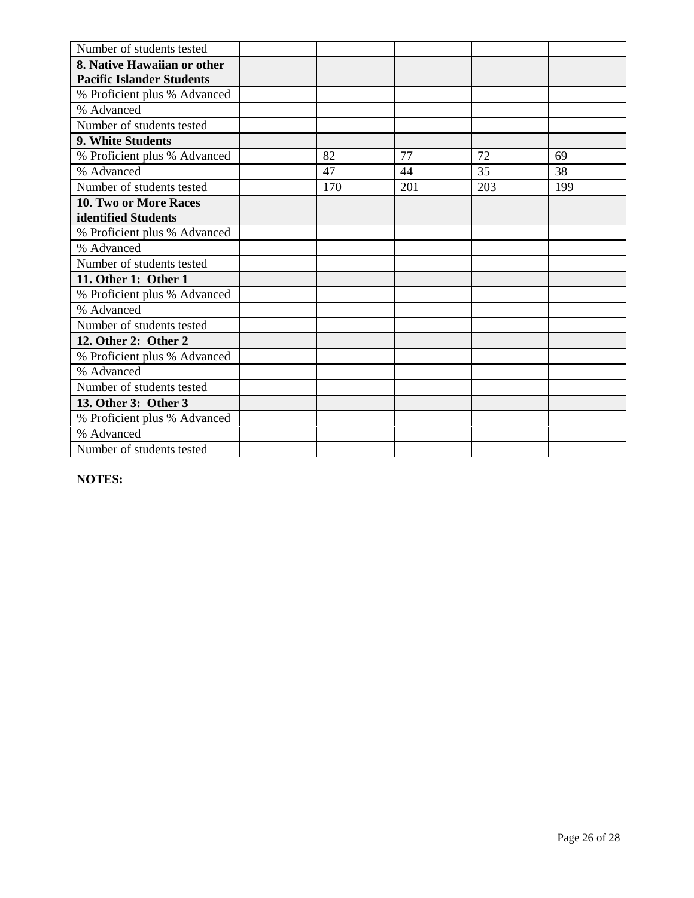| Number of students tested | | | | | |
|---|---|---|---|---|---|
| **8. Native Hawaiian or other Pacific Islander Students** | | | | | |
| % Proficient plus % Advanced | | | | | |
| % Advanced | | | | | |
| Number of students tested | | | | | |
| **9. White Students** | | | | | |
| % Proficient plus % Advanced | | 82 | 77 | 72 | 69 |
| % Advanced | | 47 | 44 | 35 | 38 |
| Number of students tested | | 170 | 201 | 203 | 199 |
| **10. Two or More Races identified Students** | | | | | |
| % Proficient plus % Advanced | | | | | |
| % Advanced | | | | | |
| Number of students tested | | | | | |
| **11. Other 1: Other 1** | | | | | |
| % Proficient plus % Advanced | | | | | |
| % Advanced | | | | | |
| Number of students tested | | | | | |
| **12. Other 2: Other 2** | | | | | |
| % Proficient plus % Advanced | | | | | |
| % Advanced | | | | | |
| Number of students tested | | | | | |
| **13. Other 3: Other 3** | | | | | |
| % Proficient plus % Advanced | | | | | |
| % Advanced | | | | | |
| Number of students tested | | | | | |

**NOTES:**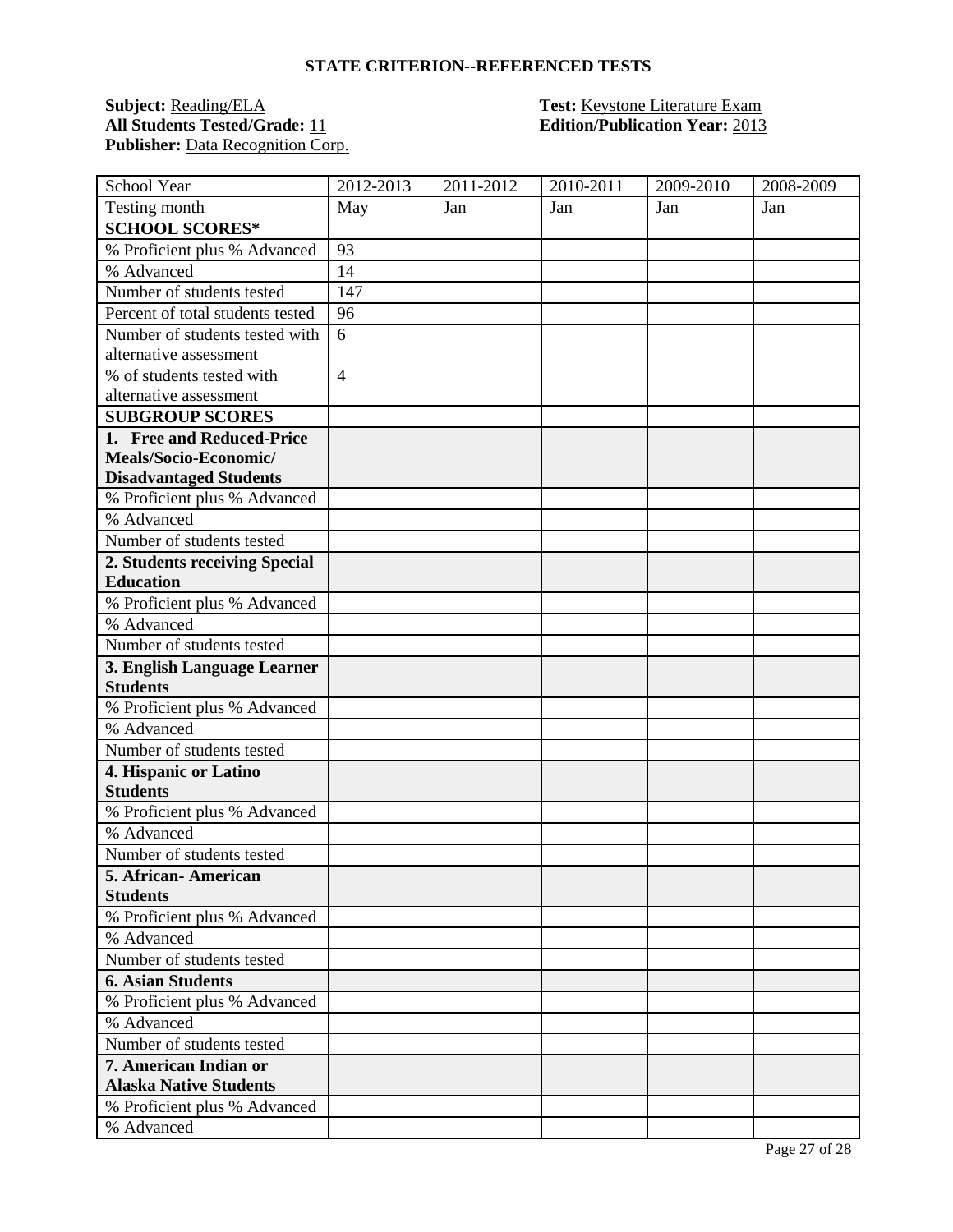## STATE CRITERION--REFERENCED TESTS

**Subject:** Reading/ELA
**All Students Tested/Grade:** 11
**Publisher:** Data Recognition Corp.

**Test:** Keystone Literature Exam
**Edition/Publication Year:** 2013

| School Year | 2012-2013 | 2011-2012 | 2010-2011 | 2009-2010 | 2008-2009 |
|---|---|---|---|---|---|
| Testing month | May | Jan | Jan | Jan | Jan |
| **SCHOOL SCORES*** | | | | | |
| % Proficient plus % Advanced | 93 | | | | |
| % Advanced | 14 | | | | |
| Number of students tested | 147 | | | | |
| Percent of total students tested | 96 | | | | |
| Number of students tested with alternative assessment | 6 | | | | |
| % of students tested with alternative assessment | 4 | | | | |
| **SUBGROUP SCORES** | | | | | |
| **1. Free and Reduced-Price Meals/Socio-Economic/ Disadvantaged Students** | | | | | |
| % Proficient plus % Advanced | | | | | |
| % Advanced | | | | | |
| Number of students tested | | | | | |
| **2. Students receiving Special Education** | | | | | |
| % Proficient plus % Advanced | | | | | |
| % Advanced | | | | | |
| Number of students tested | | | | | |
| **3. English Language Learner Students** | | | | | |
| % Proficient plus % Advanced | | | | | |
| % Advanced | | | | | |
| Number of students tested | | | | | |
| **4. Hispanic or Latino Students** | | | | | |
| % Proficient plus % Advanced | | | | | |
| % Advanced | | | | | |
| Number of students tested | | | | | |
| **5. African- American Students** | | | | | |
| % Proficient plus % Advanced | | | | | |
| % Advanced | | | | | |
| Number of students tested | | | | | |
| **6. Asian Students** | | | | | |
| % Proficient plus % Advanced | | | | | |
| % Advanced | | | | | |
| Number of students tested | | | | | |
| **7. American Indian or Alaska Native Students** | | | | | |
| % Proficient plus % Advanced | | | | | |
| % Advanced | | | | | |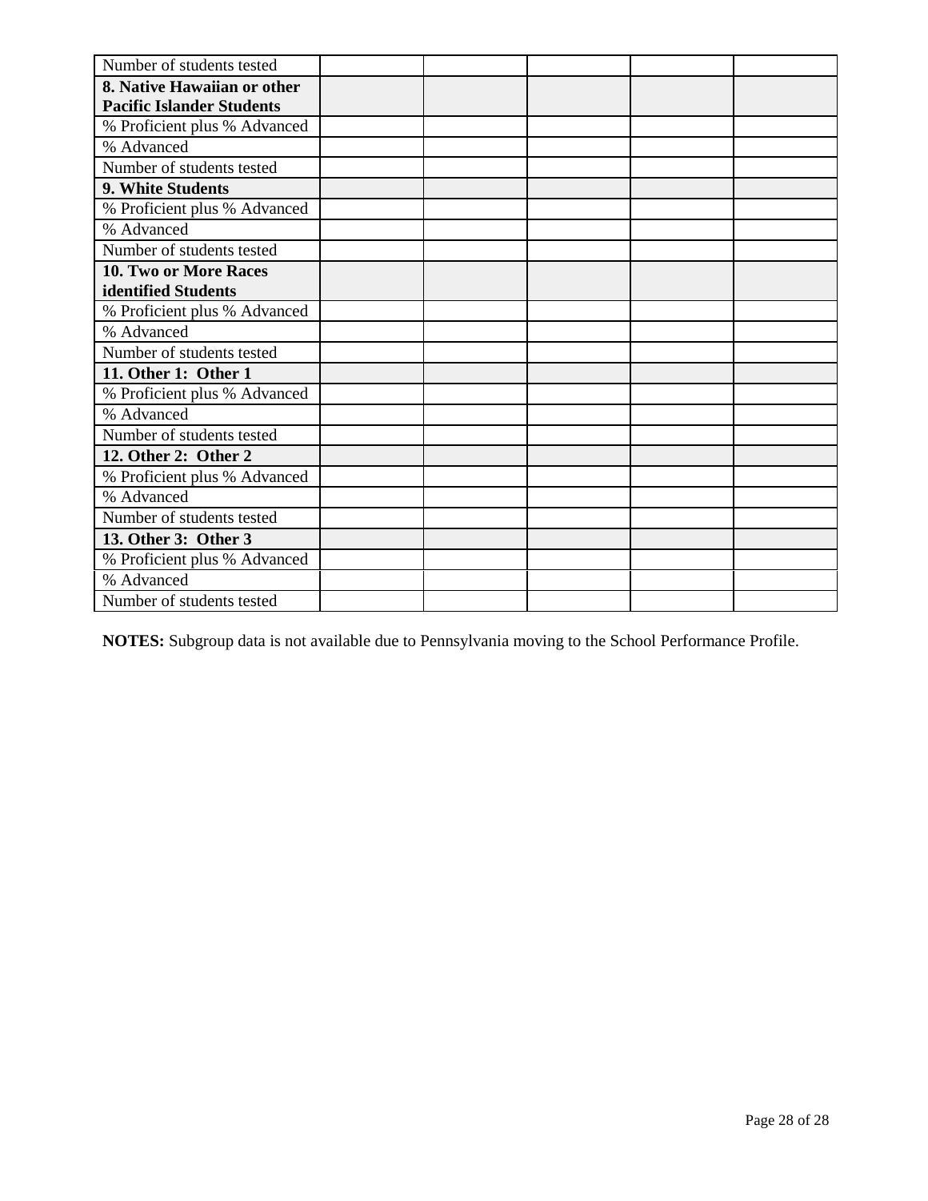| | | | | | |
|---|---|---|---|---|---|
| Number of students tested | | | | | |
| **8. Native Hawaiian or other Pacific Islander Students** | | | | | |
| % Proficient plus % Advanced | | | | | |
| % Advanced | | | | | |
| Number of students tested | | | | | |
| **9. White Students** | | | | | |
| % Proficient plus % Advanced | | | | | |
| % Advanced | | | | | |
| Number of students tested | | | | | |
| **10. Two or More Races identified Students** | | | | | |
| % Proficient plus % Advanced | | | | | |
| % Advanced | | | | | |
| Number of students tested | | | | | |
| **11. Other 1: Other 1** | | | | | |
| % Proficient plus % Advanced | | | | | |
| % Advanced | | | | | |
| Number of students tested | | | | | |
| **12. Other 2: Other 2** | | | | | |
| % Proficient plus % Advanced | | | | | |
| % Advanced | | | | | |
| Number of students tested | | | | | |
| **13. Other 3: Other 3** | | | | | |
| % Proficient plus % Advanced | | | | | |
| % Advanced | | | | | |
| Number of students tested | | | | | |

**NOTES:** Subgroup data is not available due to Pennsylvania moving to the School Performance Profile.